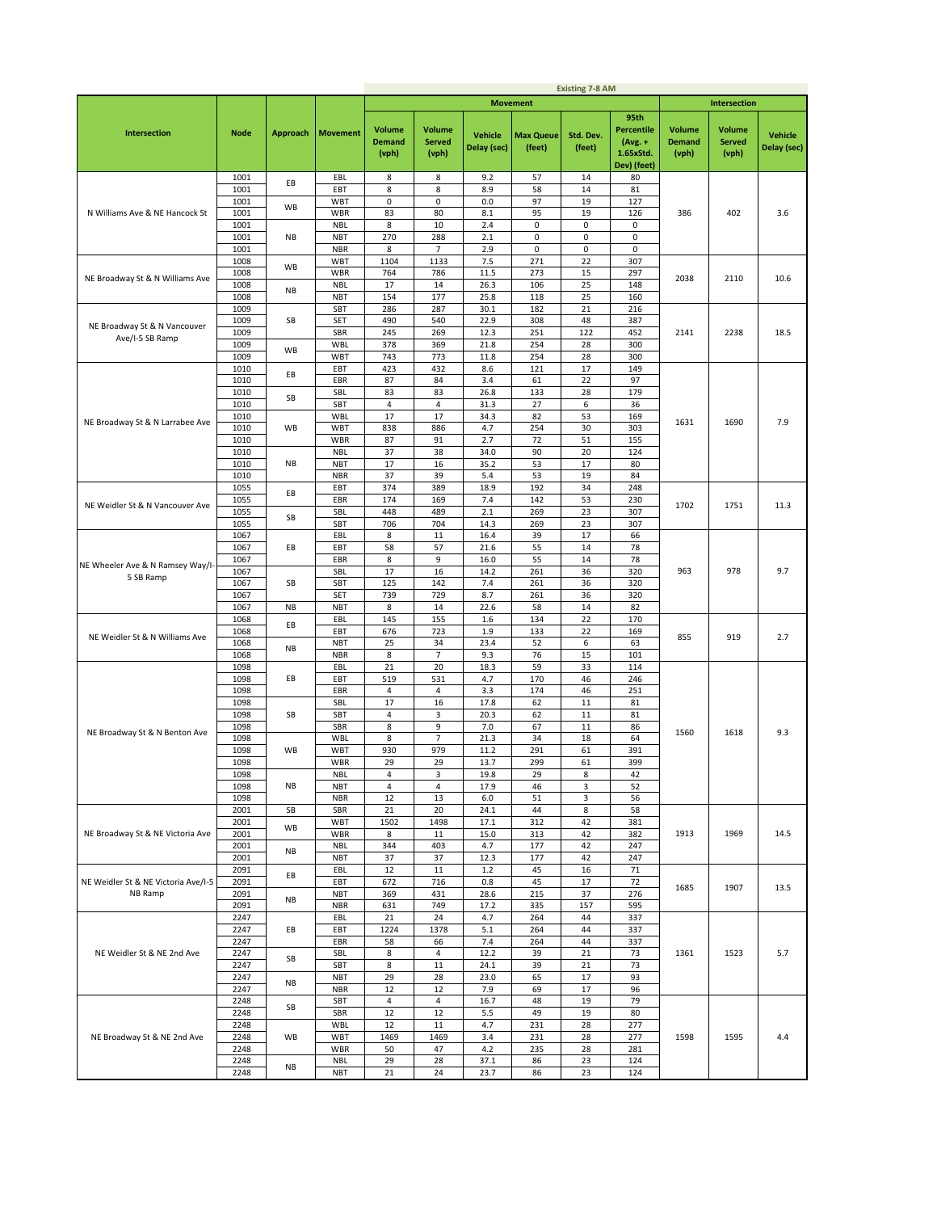| Intersection | Node | Approach | Movement | Existing 7-8 AM | | | | | | Intersection | | |
|---|---|---|---|---|---|---|---|---|---|---|---|---|
| | | | | Movement | | | | | | Intersection | | |
| | | | | Volume Demand (vph) | Volume Served (vph) | Vehicle Delay (sec) | Max Queue (feet) | Std. Dev. (feet) | 95th Percentile (Avg. + 1.65xStd. Dev) (feet) | Volume Demand (vph) | Volume Served (vph) | Vehicle Delay (sec) |
| N Williams Ave & NE Hancock St | 1001 | EB | EBL | 8 | 8 | 9.2 | 57 | 14 | 80 | 386 | 402 | 3.6 |
| | 1001 | | EBT | 8 | 8 | 8.9 | 58 | 14 | 81 | | | |
| | 1001 | WB | WBT | 0 | 0 | 0.0 | 97 | 19 | 127 | | | |
| | 1001 | | WBR | 83 | 80 | 8.1 | 95 | 19 | 126 | | | |
| | 1001 | NB | NBL | 8 | 10 | 2.4 | 0 | 0 | 0 | | | |
| | 1001 | | NBT | 270 | 288 | 2.1 | 0 | 0 | 0 | | | |
| | 1001 | | NBR | 8 | 7 | 2.9 | 0 | 0 | 0 | | | |
| NE Broadway St & N Williams Ave | 1008 | WB | WBT | 1104 | 1133 | 7.5 | 271 | 22 | 307 | 2038 | 2110 | 10.6 |
| | 1008 | | WBR | 764 | 786 | 11.5 | 273 | 15 | 297 | | | |
| | 1008 | NB | NBL | 17 | 14 | 26.3 | 106 | 25 | 148 | | | |
| | 1008 | | NBT | 154 | 177 | 25.8 | 118 | 25 | 160 | | | |
| NE Broadway St & N Vancouver Ave/I-5 SB Ramp | 1009 | SB | SBT | 286 | 287 | 30.1 | 182 | 21 | 216 | 2141 | 2238 | 18.5 |
| | 1009 | | SET | 490 | 540 | 22.9 | 308 | 48 | 387 | | | |
| | 1009 | | SBR | 245 | 269 | 12.3 | 251 | 122 | 452 | | | |
| | 1009 | WB | WBL | 378 | 369 | 21.8 | 254 | 28 | 300 | | | |
| | 1009 | | WBT | 743 | 773 | 11.8 | 254 | 28 | 300 | | | |
| NE Broadway St & N Larrabee Ave | 1010 | EB | EBT | 423 | 432 | 8.6 | 121 | 17 | 149 | 1631 | 1690 | 7.9 |
| | 1010 | | EBR | 87 | 84 | 3.4 | 61 | 22 | 97 | | | |
| | 1010 | SB | SBL | 83 | 83 | 26.8 | 133 | 28 | 179 | | | |
| | 1010 | | SBT | 4 | 4 | 31.3 | 27 | 6 | 36 | | | |
| | 1010 | WB | WBL | 17 | 17 | 34.3 | 82 | 53 | 169 | | | |
| | 1010 | | WBT | 838 | 886 | 4.7 | 254 | 30 | 303 | | | |
| | 1010 | | WBR | 87 | 91 | 2.7 | 72 | 51 | 155 | | | |
| | 1010 | NB | NBL | 37 | 38 | 34.0 | 90 | 20 | 124 | | | |
| | 1010 | | NBT | 17 | 16 | 35.2 | 53 | 17 | 80 | | | |
| | 1010 | | NBR | 37 | 39 | 5.4 | 53 | 19 | 84 | | | |
| NE Weidler St & N Vancouver Ave | 1055 | EB | EBT | 374 | 389 | 18.9 | 192 | 34 | 248 | 1702 | 1751 | 11.3 |
| | 1055 | | EBR | 174 | 169 | 7.4 | 142 | 53 | 230 | | | |
| | 1055 | SB | SBL | 448 | 489 | 2.1 | 269 | 23 | 307 | | | |
| | 1055 | | SBT | 706 | 704 | 14.3 | 269 | 23 | 307 | | | |
| NE Wheeler Ave & N Ramsey Way/I-5 SB Ramp | 1067 | EB | EBL | 8 | 11 | 16.4 | 39 | 17 | 66 | 963 | 978 | 9.7 |
| | 1067 | | EBT | 58 | 57 | 21.6 | 55 | 14 | 78 | | | |
| | 1067 | | EBR | 8 | 9 | 16.0 | 55 | 14 | 78 | | | |
| | 1067 | SB | SBL | 17 | 16 | 14.2 | 261 | 36 | 320 | | | |
| | 1067 | | SBT | 125 | 142 | 7.4 | 261 | 36 | 320 | | | |
| | 1067 | | SET | 739 | 729 | 8.7 | 261 | 36 | 320 | | | |
| | 1067 | NB | NBT | 8 | 14 | 22.6 | 58 | 14 | 82 | | | |
| NE Weidler St & N Williams Ave | 1068 | EB | EBL | 145 | 155 | 1.6 | 134 | 22 | 170 | 855 | 919 | 2.7 |
| | 1068 | | EBT | 676 | 723 | 1.9 | 133 | 22 | 169 | | | |
| | 1068 | NB | NBT | 25 | 34 | 23.4 | 52 | 6 | 63 | | | |
| | 1068 | | NBR | 8 | 7 | 9.3 | 76 | 15 | 101 | | | |
| NE Broadway St & N Benton Ave | 1098 | EB | EBL | 21 | 20 | 18.3 | 59 | 33 | 114 | 1560 | 1618 | 9.3 |
| | 1098 | | EBT | 519 | 531 | 4.7 | 170 | 46 | 246 | | | |
| | 1098 | | EBR | 4 | 4 | 3.3 | 174 | 46 | 251 | | | |
| | 1098 | SB | SBL | 17 | 16 | 17.8 | 62 | 11 | 81 | | | |
| | 1098 | | SBT | 4 | 3 | 20.3 | 62 | 11 | 81 | | | |
| | 1098 | | SBR | 8 | 9 | 7.0 | 67 | 11 | 86 | | | |
| | 1098 | WB | WBL | 8 | 7 | 21.3 | 34 | 18 | 64 | | | |
| | 1098 | | WBT | 930 | 979 | 11.2 | 291 | 61 | 391 | | | |
| | 1098 | | WBR | 29 | 29 | 13.7 | 299 | 61 | 399 | | | |
| | 1098 | NB | NBL | 4 | 3 | 19.8 | 29 | 8 | 42 | | | |
| | 1098 | | NBT | 4 | 4 | 17.9 | 46 | 3 | 52 | | | |
| | 1098 | | NBR | 12 | 13 | 6.0 | 51 | 3 | 56 | | | |
| NE Broadway St & NE Victoria Ave | 2001 | SB | SBR | 21 | 20 | 24.1 | 44 | 8 | 58 | 1913 | 1969 | 14.5 |
| | 2001 | WB | WBT | 1502 | 1498 | 17.1 | 312 | 42 | 381 | | | |
| | 2001 | | WBR | 8 | 11 | 15.0 | 313 | 42 | 382 | | | |
| | 2001 | NB | NBL | 344 | 403 | 4.7 | 177 | 42 | 247 | | | |
| | 2001 | | NBT | 37 | 37 | 12.3 | 177 | 42 | 247 | | | |
| NE Weidler St & NE Victoria Ave/I-5 NB Ramp | 2091 | EB | EBL | 12 | 11 | 1.2 | 45 | 16 | 71 | 1685 | 1907 | 13.5 |
| | 2091 | | EBT | 672 | 716 | 0.8 | 45 | 17 | 72 | | | |
| | 2091 | NB | NBT | 369 | 431 | 28.6 | 215 | 37 | 276 | | | |
| | 2091 | | NBR | 631 | 749 | 17.2 | 335 | 157 | 595 | | | |
| NE Weidler St & NE 2nd Ave | 2247 | EB | EBL | 21 | 24 | 4.7 | 264 | 44 | 337 | 1361 | 1523 | 5.7 |
| | 2247 | | EBT | 1224 | 1378 | 5.1 | 264 | 44 | 337 | | | |
| | 2247 | | EBR | 58 | 66 | 7.4 | 264 | 44 | 337 | | | |
| | 2247 | SB | SBL | 8 | 4 | 12.2 | 39 | 21 | 73 | | | |
| | 2247 | | SBT | 8 | 11 | 24.1 | 39 | 21 | 73 | | | |
| | 2247 | NB | NBT | 29 | 28 | 23.0 | 65 | 17 | 93 | | | |
| | 2247 | | NBR | 12 | 12 | 7.9 | 69 | 17 | 96 | | | |
| NE Broadway St & NE 2nd Ave | 2248 | SB | SBT | 4 | 4 | 16.7 | 48 | 19 | 79 | 1598 | 1595 | 4.4 |
| | 2248 | | SBR | 12 | 12 | 5.5 | 49 | 19 | 80 | | | |
| | 2248 | WB | WBL | 12 | 11 | 4.7 | 231 | 28 | 277 | | | |
| | 2248 | | WBT | 1469 | 1469 | 3.4 | 231 | 28 | 277 | | | |
| | 2248 | | WBR | 50 | 47 | 4.2 | 235 | 28 | 281 | | | |
| | 2248 | NB | NBL | 29 | 28 | 37.1 | 86 | 23 | 124 | | | |
| | 2248 | | NBT | 21 | 24 | 23.7 | 86 | 23 | 124 | | | |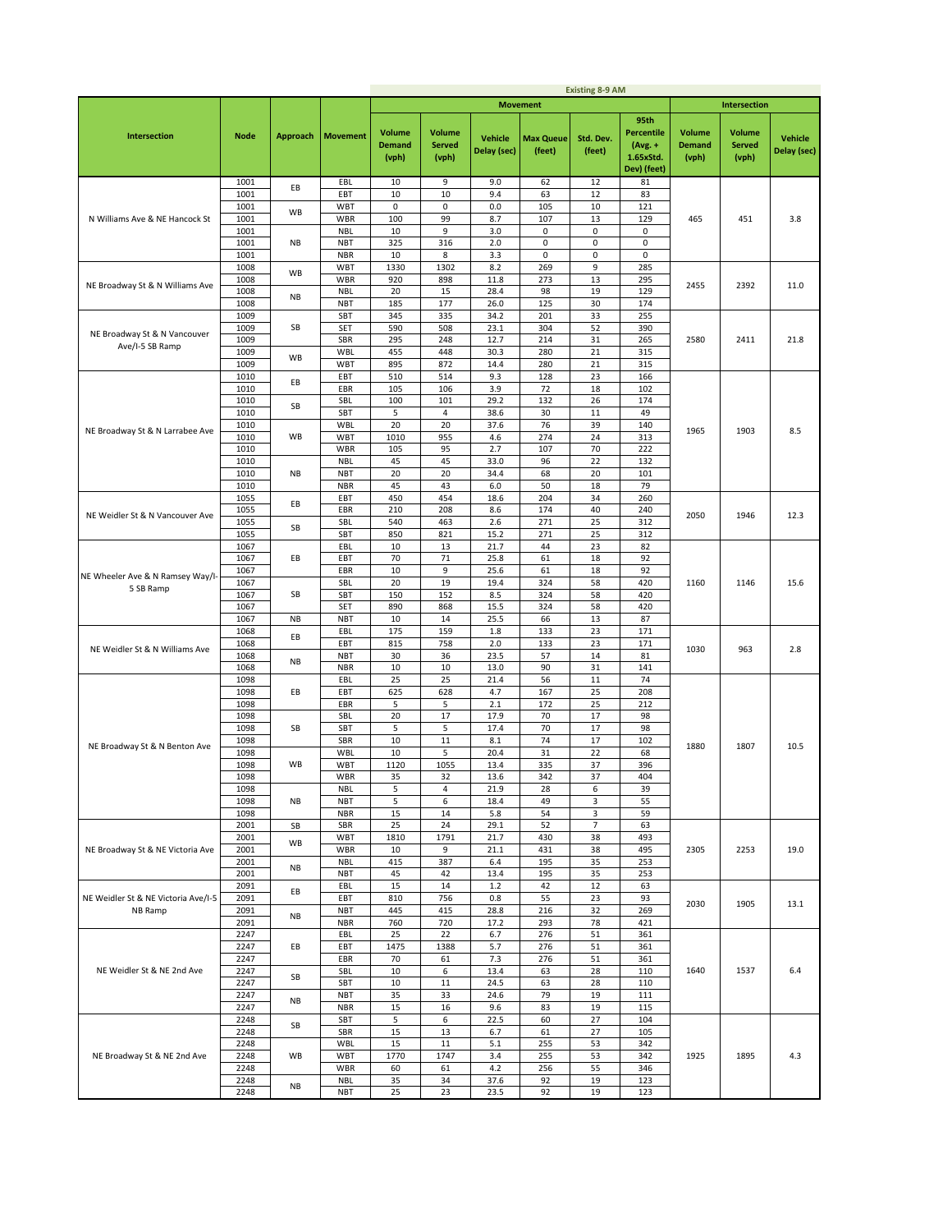| Intersection | Node | Approach | Movement | Existing 8-9 AM | | | | | | | | |
|---|---|---|---|---|---|---|---|---|---|---|---|---|
| | | | | Movement | | | | | | Intersection | | |
| | | | | Volume Demand (vph) | Volume Served (vph) | Vehicle Delay (sec) | Max Queue (feet) | Std. Dev. (feet) | 95th Percentile (Avg. + 1.65xStd. Dev) (feet) | Volume Demand (vph) | Volume Served (vph) | Vehicle Delay (sec) |
| N Williams Ave & NE Hancock St | 1001 | EB | EBL | 10 | 9 | 9.0 | 62 | 12 | 81 | 465 | 451 | 3.8 |
| | 1001 | | EBT | 10 | 10 | 9.4 | 63 | 12 | 83 | | | |
| | 1001 | WB | WBT | 0 | 0 | 0.0 | 105 | 10 | 121 | | | |
| | 1001 | | WBR | 100 | 99 | 8.7 | 107 | 13 | 129 | | | |
| | 1001 | NB | NBL | 10 | 9 | 3.0 | 0 | 0 | 0 | | | |
| | 1001 | | NBT | 325 | 316 | 2.0 | 0 | 0 | 0 | | | |
| | 1001 | | NBR | 10 | 8 | 3.3 | 0 | 0 | 0 | | | |
| NE Broadway St & N Williams Ave | 1008 | WB | WBT | 1330 | 1302 | 8.2 | 269 | 9 | 285 | 2455 | 2392 | 11.0 |
| | 1008 | | WBR | 920 | 898 | 11.8 | 273 | 13 | 295 | | | |
| | 1008 | NB | NBL | 20 | 15 | 28.4 | 98 | 19 | 129 | | | |
| | 1008 | | NBT | 185 | 177 | 26.0 | 125 | 30 | 174 | | | |
| NE Broadway St & N Vancouver Ave/I-5 SB Ramp | 1009 | SB | SBT | 345 | 335 | 34.2 | 201 | 33 | 255 | 2580 | 2411 | 21.8 |
| | 1009 | | SET | 590 | 508 | 23.1 | 304 | 52 | 390 | | | |
| | 1009 | | SBR | 295 | 248 | 12.7 | 214 | 31 | 265 | | | |
| | 1009 | WB | WBL | 455 | 448 | 30.3 | 280 | 21 | 315 | | | |
| | 1009 | | WBT | 895 | 872 | 14.4 | 280 | 21 | 315 | | | |
| NE Broadway St & N Larrabee Ave | 1010 | EB | EBT | 510 | 514 | 9.3 | 128 | 23 | 166 | 1965 | 1903 | 8.5 |
| | 1010 | | EBR | 105 | 106 | 3.9 | 72 | 18 | 102 | | | |
| | 1010 | SB | SBL | 100 | 101 | 29.2 | 132 | 26 | 174 | | | |
| | 1010 | | SBT | 5 | 4 | 38.6 | 30 | 11 | 49 | | | |
| | 1010 | WB | WBL | 20 | 20 | 37.6 | 76 | 39 | 140 | | | |
| | 1010 | | WBT | 1010 | 955 | 4.6 | 274 | 24 | 313 | | | |
| | 1010 | | WBR | 105 | 95 | 2.7 | 107 | 70 | 222 | | | |
| | 1010 | NB | NBL | 45 | 45 | 33.0 | 96 | 22 | 132 | | | |
| | 1010 | | NBT | 20 | 20 | 34.4 | 68 | 20 | 101 | | | |
| | 1010 | | NBR | 45 | 43 | 6.0 | 50 | 18 | 79 | | | |
| NE Weidler St & N Vancouver Ave | 1055 | EB | EBT | 450 | 454 | 18.6 | 204 | 34 | 260 | 2050 | 1946 | 12.3 |
| | 1055 | | EBR | 210 | 208 | 8.6 | 174 | 40 | 240 | | | |
| | 1055 | SB | SBL | 540 | 463 | 2.6 | 271 | 25 | 312 | | | |
| | 1055 | | SBT | 850 | 821 | 15.2 | 271 | 25 | 312 | | | |
| NE Wheeler Ave & N Ramsey Way/I-5 SB Ramp | 1067 | EB | EBL | 10 | 13 | 21.7 | 44 | 23 | 82 | 1160 | 1146 | 15.6 |
| | 1067 | | EBT | 70 | 71 | 25.8 | 61 | 18 | 92 | | | |
| | 1067 | | EBR | 10 | 9 | 25.6 | 61 | 18 | 92 | | | |
| | 1067 | SB | SBL | 20 | 19 | 19.4 | 324 | 58 | 420 | | | |
| | 1067 | | SBT | 150 | 152 | 8.5 | 324 | 58 | 420 | | | |
| | 1067 | | SET | 890 | 868 | 15.5 | 324 | 58 | 420 | | | |
| | 1067 | NB | NBT | 10 | 14 | 25.5 | 66 | 13 | 87 | | | |
| NE Weidler St & N Williams Ave | 1068 | EB | EBL | 175 | 159 | 1.8 | 133 | 23 | 171 | 1030 | 963 | 2.8 |
| | 1068 | | EBT | 815 | 758 | 2.0 | 133 | 23 | 171 | | | |
| | 1068 | NB | NBT | 30 | 36 | 23.5 | 57 | 14 | 81 | | | |
| | 1068 | | NBR | 10 | 10 | 13.0 | 90 | 31 | 141 | | | |
| NE Broadway St & N Benton Ave | 1098 | EB | EBL | 25 | 25 | 21.4 | 56 | 11 | 74 | 1880 | 1807 | 10.5 |
| | 1098 | | EBT | 625 | 628 | 4.7 | 167 | 25 | 208 | | | |
| | 1098 | | EBR | 5 | 5 | 2.1 | 172 | 25 | 212 | | | |
| | 1098 | SB | SBL | 20 | 17 | 17.9 | 70 | 17 | 98 | | | |
| | 1098 | | SBT | 5 | 5 | 17.4 | 70 | 17 | 98 | | | |
| | 1098 | | SBR | 10 | 11 | 8.1 | 74 | 17 | 102 | | | |
| | 1098 | WB | WBL | 10 | 5 | 20.4 | 31 | 22 | 68 | | | |
| | 1098 | | WBT | 1120 | 1055 | 13.4 | 335 | 37 | 396 | | | |
| | 1098 | | WBR | 35 | 32 | 13.6 | 342 | 37 | 404 | | | |
| | 1098 | NB | NBL | 5 | 4 | 21.9 | 28 | 6 | 39 | | | |
| | 1098 | | NBT | 5 | 6 | 18.4 | 49 | 3 | 55 | | | |
| | 1098 | | NBR | 15 | 14 | 5.8 | 54 | 3 | 59 | | | |
| NE Broadway St & NE Victoria Ave | 2001 | SB | SBR | 25 | 24 | 29.1 | 52 | 7 | 63 | 2305 | 2253 | 19.0 |
| | 2001 | WB | WBT | 1810 | 1791 | 21.7 | 430 | 38 | 493 | | | |
| | 2001 | | WBR | 10 | 9 | 21.1 | 431 | 38 | 495 | | | |
| | 2001 | NB | NBL | 415 | 387 | 6.4 | 195 | 35 | 253 | | | |
| | 2001 | | NBT | 45 | 42 | 13.4 | 195 | 35 | 253 | | | |
| NE Weidler St & NE Victoria Ave/I-5 NB Ramp | 2091 | EB | EBL | 15 | 14 | 1.2 | 42 | 12 | 63 | 2030 | 1905 | 13.1 |
| | 2091 | | EBT | 810 | 756 | 0.8 | 55 | 23 | 93 | | | |
| | 2091 | NB | NBT | 445 | 415 | 28.8 | 216 | 32 | 269 | | | |
| | 2091 | | NBR | 760 | 720 | 17.2 | 293 | 78 | 421 | | | |
| NE Weidler St & NE 2nd Ave | 2247 | EB | EBL | 25 | 22 | 6.7 | 276 | 51 | 361 | 1640 | 1537 | 6.4 |
| | 2247 | | EBT | 1475 | 1388 | 5.7 | 276 | 51 | 361 | | | |
| | 2247 | | EBR | 70 | 61 | 7.3 | 276 | 51 | 361 | | | |
| | 2247 | SB | SBL | 10 | 6 | 13.4 | 63 | 28 | 110 | | | |
| | 2247 | | SBT | 10 | 11 | 24.5 | 63 | 28 | 110 | | | |
| | 2247 | NB | NBT | 35 | 33 | 24.6 | 79 | 19 | 111 | | | |
| | 2247 | | NBR | 15 | 16 | 9.6 | 83 | 19 | 115 | | | |
| NE Broadway St & NE 2nd Ave | 2248 | SB | SBT | 5 | 6 | 22.5 | 60 | 27 | 104 | 1925 | 1895 | 4.3 |
| | 2248 | | SBR | 15 | 13 | 6.7 | 61 | 27 | 105 | | | |
| | 2248 | WB | WBL | 15 | 11 | 5.1 | 255 | 53 | 342 | | | |
| | 2248 | | WBT | 1770 | 1747 | 3.4 | 255 | 53 | 342 | | | |
| | 2248 | | WBR | 60 | 61 | 4.2 | 256 | 55 | 346 | | | |
| | 2248 | NB | NBL | 35 | 34 | 37.6 | 92 | 19 | 123 | | | |
| | 2248 | | NBT | 25 | 23 | 23.5 | 92 | 19 | 123 | | | |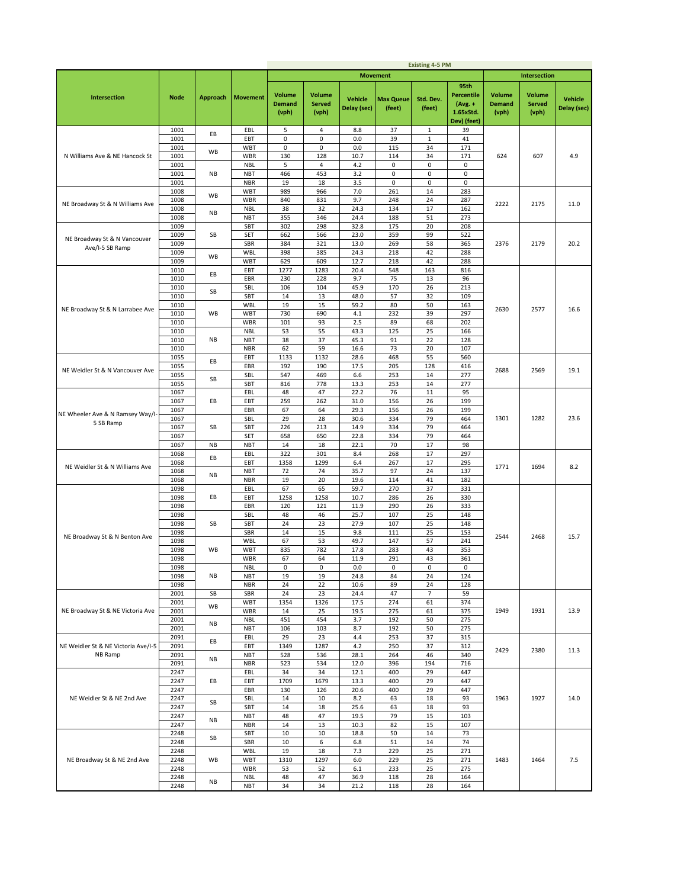| | | | | Existing 4-5 PM | | | | | | | | |
|---|---|---|---|---|---|---|---|---|---|---|---|---|
| | | | | Movement | | | | | | Intersection | | |
| Intersection | Node | Approach | Movement | Volume Demand (vph) | Volume Served (vph) | Vehicle Delay (sec) | Max Queue (feet) | Std. Dev. (feet) | 95th Percentile (Avg. + 1.65xStd. Dev) (feet) | Volume Demand (vph) | Volume Served (vph) | Vehicle Delay (sec) |
| N Williams Ave & NE Hancock St | 1001 | EB | EBL | 5 | 4 | 8.8 | 37 | 1 | 39 | 624 | 607 | 4.9 |
| | 1001 | | EBT | 0 | 0 | 0.0 | 39 | 1 | 41 | | | |
| | 1001 | WB | WBT | 0 | 0 | 0.0 | 115 | 34 | 171 | | | |
| | 1001 | | WBR | 130 | 128 | 10.7 | 114 | 34 | 171 | | | |
| | 1001 | NB | NBL | 5 | 4 | 4.2 | 0 | 0 | 0 | | | |
| | 1001 | | NBT | 466 | 453 | 3.2 | 0 | 0 | 0 | | | |
| | 1001 | | NBR | 19 | 18 | 3.5 | 0 | 0 | 0 | | | |
| NE Broadway St & N Williams Ave | 1008 | WB | WBT | 989 | 966 | 7.0 | 261 | 14 | 283 | 2222 | 2175 | 11.0 |
| | 1008 | | WBR | 840 | 831 | 9.7 | 248 | 24 | 287 | | | |
| | 1008 | NB | NBL | 38 | 32 | 24.3 | 134 | 17 | 162 | | | |
| | 1008 | | NBT | 355 | 346 | 24.4 | 188 | 51 | 273 | | | |
| NE Broadway St & N Vancouver Ave/I-5 SB Ramp | 1009 | SB | SBT | 302 | 298 | 32.8 | 175 | 20 | 208 | 2376 | 2179 | 20.2 |
| | 1009 | | SET | 662 | 566 | 23.0 | 359 | 99 | 522 | | | |
| | 1009 | | SBR | 384 | 321 | 13.0 | 269 | 58 | 365 | | | |
| | 1009 | WB | WBL | 398 | 385 | 24.3 | 218 | 42 | 288 | | | |
| | 1009 | | WBT | 629 | 609 | 12.7 | 218 | 42 | 288 | | | |
| NE Broadway St & N Larrabee Ave | 1010 | EB | EBT | 1277 | 1283 | 20.4 | 548 | 163 | 816 | 2630 | 2577 | 16.6 |
| | 1010 | | EBR | 230 | 228 | 9.7 | 75 | 13 | 96 | | | |
| | 1010 | SB | SBL | 106 | 104 | 45.9 | 170 | 26 | 213 | | | |
| | 1010 | | SBT | 14 | 13 | 48.0 | 57 | 32 | 109 | | | |
| | 1010 | WB | WBL | 19 | 15 | 59.2 | 80 | 50 | 163 | | | |
| | 1010 | | WBT | 730 | 690 | 4.1 | 232 | 39 | 297 | | | |
| | 1010 | | WBR | 101 | 93 | 2.5 | 89 | 68 | 202 | | | |
| | 1010 | NB | NBL | 53 | 55 | 43.3 | 125 | 25 | 166 | | | |
| | 1010 | | NBT | 38 | 37 | 45.3 | 91 | 22 | 128 | | | |
| | 1010 | | NBR | 62 | 59 | 16.6 | 73 | 20 | 107 | | | |
| NE Weidler St & N Vancouver Ave | 1055 | EB | EBT | 1133 | 1132 | 28.6 | 468 | 55 | 560 | 2688 | 2569 | 19.1 |
| | 1055 | | EBR | 192 | 190 | 17.5 | 205 | 128 | 416 | | | |
| | 1055 | SB | SBL | 547 | 469 | 6.6 | 253 | 14 | 277 | | | |
| | 1055 | | SBT | 816 | 778 | 13.3 | 253 | 14 | 277 | | | |
| NE Wheeler Ave & N Ramsey Way/I-5 SB Ramp | 1067 | EB | EBL | 48 | 47 | 22.2 | 76 | 11 | 95 | 1301 | 1282 | 23.6 |
| | 1067 | | EBT | 259 | 262 | 31.0 | 156 | 26 | 199 | | | |
| | 1067 | | EBR | 67 | 64 | 29.3 | 156 | 26 | 199 | | | |
| | 1067 | SB | SBL | 29 | 28 | 30.6 | 334 | 79 | 464 | | | |
| | 1067 | | SBT | 226 | 213 | 14.9 | 334 | 79 | 464 | | | |
| | 1067 | | SET | 658 | 650 | 22.8 | 334 | 79 | 464 | | | |
| | 1067 | NB | NBT | 14 | 18 | 22.1 | 70 | 17 | 98 | | | |
| NE Weidler St & N Williams Ave | 1068 | EB | EBL | 322 | 301 | 8.4 | 268 | 17 | 297 | 1771 | 1694 | 8.2 |
| | 1068 | | EBT | 1358 | 1299 | 6.4 | 267 | 17 | 295 | | | |
| | 1068 | NB | NBT | 72 | 74 | 35.7 | 97 | 24 | 137 | | | |
| | 1068 | | NBR | 19 | 20 | 19.6 | 114 | 41 | 182 | | | |
| NE Broadway St & N Benton Ave | 1098 | EB | EBL | 67 | 65 | 59.7 | 270 | 37 | 331 | 2544 | 2468 | 15.7 |
| | 1098 | | EBT | 1258 | 1258 | 10.7 | 286 | 26 | 330 | | | |
| | 1098 | | EBR | 120 | 121 | 11.9 | 290 | 26 | 333 | | | |
| | 1098 | SB | SBL | 48 | 46 | 25.7 | 107 | 25 | 148 | | | |
| | 1098 | | SBT | 24 | 23 | 27.9 | 107 | 25 | 148 | | | |
| | 1098 | | SBR | 14 | 15 | 9.8 | 111 | 25 | 153 | | | |
| | 1098 | WB | WBL | 67 | 53 | 49.7 | 147 | 57 | 241 | | | |
| | 1098 | | WBT | 835 | 782 | 17.8 | 283 | 43 | 353 | | | |
| | 1098 | | WBR | 67 | 64 | 11.9 | 291 | 43 | 361 | | | |
| | 1098 | NB | NBL | 0 | 0 | 0.0 | 0 | 0 | 0 | | | |
| | 1098 | | NBT | 19 | 19 | 24.8 | 84 | 24 | 124 | | | |
| | 1098 | | NBR | 24 | 22 | 10.6 | 89 | 24 | 128 | | | |
| NE Broadway St & NE Victoria Ave | 2001 | SB | SBR | 24 | 23 | 24.4 | 47 | 7 | 59 | 1949 | 1931 | 13.9 |
| | 2001 | WB | WBT | 1354 | 1326 | 17.5 | 274 | 61 | 374 | | | |
| | 2001 | | WBR | 14 | 25 | 19.5 | 275 | 61 | 375 | | | |
| | 2001 | NB | NBL | 451 | 454 | 3.7 | 192 | 50 | 275 | | | |
| | 2001 | | NBT | 106 | 103 | 8.7 | 192 | 50 | 275 | | | |
| NE Weidler St & NE Victoria Ave/I-5 NB Ramp | 2091 | EB | EBL | 29 | 23 | 4.4 | 253 | 37 | 315 | 2429 | 2380 | 11.3 |
| | 2091 | | EBT | 1349 | 1287 | 4.2 | 250 | 37 | 312 | | | |
| | 2091 | NB | NBT | 528 | 536 | 28.1 | 264 | 46 | 340 | | | |
| | 2091 | | NBR | 523 | 534 | 12.0 | 396 | 194 | 716 | | | |
| NE Weidler St & NE 2nd Ave | 2247 | EB | EBL | 34 | 34 | 12.1 | 400 | 29 | 447 | 1963 | 1927 | 14.0 |
| | 2247 | | EBT | 1709 | 1679 | 13.3 | 400 | 29 | 447 | | | |
| | 2247 | | EBR | 130 | 126 | 20.6 | 400 | 29 | 447 | | | |
| | 2247 | SB | SBL | 14 | 10 | 8.2 | 63 | 18 | 93 | | | |
| | 2247 | | SBT | 14 | 18 | 25.6 | 63 | 18 | 93 | | | |
| | 2247 | NB | NBT | 48 | 47 | 19.5 | 79 | 15 | 103 | | | |
| | 2247 | | NBR | 14 | 13 | 10.3 | 82 | 15 | 107 | | | |
| NE Broadway St & NE 2nd Ave | 2248 | SB | SBT | 10 | 10 | 18.8 | 50 | 14 | 73 | 1483 | 1464 | 7.5 |
| | 2248 | | SBR | 10 | 6 | 6.8 | 51 | 14 | 74 | | | |
| | 2248 | WB | WBL | 19 | 18 | 7.3 | 229 | 25 | 271 | | | |
| | 2248 | | WBT | 1310 | 1297 | 6.0 | 229 | 25 | 271 | | | |
| | 2248 | | WBR | 53 | 52 | 6.1 | 233 | 25 | 275 | | | |
| | 2248 | NB | NBL | 48 | 47 | 36.9 | 118 | 28 | 164 | | | |
| | 2248 | | NBT | 34 | 34 | 21.2 | 118 | 28 | 164 | | | |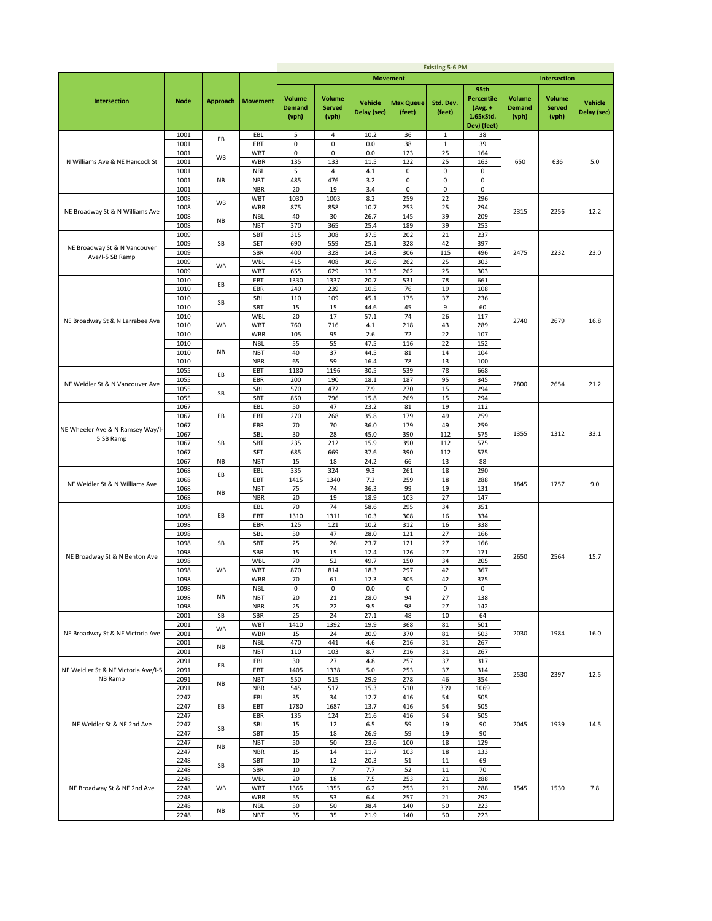| Intersection | Node | Approach | Movement | Existing 5-6 PM | | | | | | | | |
|---|---|---|---|---|---|---|---|---|---|---|---|---|
| | | | | Movement | | | | | | Intersection | | |
| | | | | Volume Demand (vph) | Volume Served (vph) | Vehicle Delay (sec) | Max Queue (feet) | Std. Dev. (feet) | 95th Percentile (Avg. + 1.65xStd. Dev) (feet) | Volume Demand (vph) | Volume Served (vph) | Vehicle Delay (sec) |
| N Williams Ave & NE Hancock St | 1001 | EB | EBL | 5 | 4 | 10.2 | 36 | 1 | 38 | 650 | 636 | 5.0 |
| | 1001 | | EBT | 0 | 0 | 0.0 | 38 | 1 | 39 | | | |
| | 1001 | WB | WBT | 0 | 0 | 0.0 | 123 | 25 | 164 | | | |
| | 1001 | | WBR | 135 | 133 | 11.5 | 122 | 25 | 163 | | | |
| | 1001 | NB | NBL | 5 | 4 | 4.1 | 0 | 0 | 0 | | | |
| | 1001 | | NBT | 485 | 476 | 3.2 | 0 | 0 | 0 | | | |
| | 1001 | | NBR | 20 | 19 | 3.4 | 0 | 0 | 0 | | | |
| NE Broadway St & N Williams Ave | 1008 | WB | WBT | 1030 | 1003 | 8.2 | 259 | 22 | 296 | 2315 | 2256 | 12.2 |
| | 1008 | | WBR | 875 | 858 | 10.7 | 253 | 25 | 294 | | | |
| | 1008 | NB | NBL | 40 | 30 | 26.7 | 145 | 39 | 209 | | | |
| | 1008 | | NBT | 370 | 365 | 25.4 | 189 | 39 | 253 | | | |
| NE Broadway St & N Vancouver Ave/I-5 SB Ramp | 1009 | SB | SBT | 315 | 308 | 37.5 | 202 | 21 | 237 | 2475 | 2232 | 23.0 |
| | 1009 | | SET | 690 | 559 | 25.1 | 328 | 42 | 397 | | | |
| | 1009 | | SBR | 400 | 328 | 14.8 | 306 | 115 | 496 | | | |
| | 1009 | WB | WBL | 415 | 408 | 30.6 | 262 | 25 | 303 | | | |
| | 1009 | | WBT | 655 | 629 | 13.5 | 262 | 25 | 303 | | | |
| NE Broadway St & N Larrabee Ave | 1010 | EB | EBT | 1330 | 1337 | 20.7 | 531 | 78 | 661 | 2740 | 2679 | 16.8 |
| | 1010 | | EBR | 240 | 239 | 10.5 | 76 | 19 | 108 | | | |
| | 1010 | SB | SBL | 110 | 109 | 45.1 | 175 | 37 | 236 | | | |
| | 1010 | | SBT | 15 | 15 | 44.6 | 45 | 9 | 60 | | | |
| | 1010 | WB | WBL | 20 | 17 | 57.1 | 74 | 26 | 117 | | | |
| | 1010 | | WBT | 760 | 716 | 4.1 | 218 | 43 | 289 | | | |
| | 1010 | | WBR | 105 | 95 | 2.6 | 72 | 22 | 107 | | | |
| | 1010 | NB | NBL | 55 | 55 | 47.5 | 116 | 22 | 152 | | | |
| | 1010 | | NBT | 40 | 37 | 44.5 | 81 | 14 | 104 | | | |
| | 1010 | | NBR | 65 | 59 | 16.4 | 78 | 13 | 100 | | | |
| NE Weidler St & N Vancouver Ave | 1055 | EB | EBT | 1180 | 1196 | 30.5 | 539 | 78 | 668 | 2800 | 2654 | 21.2 |
| | 1055 | | EBR | 200 | 190 | 18.1 | 187 | 95 | 345 | | | |
| | 1055 | SB | SBL | 570 | 472 | 7.9 | 270 | 15 | 294 | | | |
| | 1055 | | SBT | 850 | 796 | 15.8 | 269 | 15 | 294 | | | |
| NE Wheeler Ave & N Ramsey Way/I-5 SB Ramp | 1067 | EB | EBL | 50 | 47 | 23.2 | 81 | 19 | 112 | 1355 | 1312 | 33.1 |
| | 1067 | | EBT | 270 | 268 | 35.8 | 179 | 49 | 259 | | | |
| | 1067 | | EBR | 70 | 70 | 36.0 | 179 | 49 | 259 | | | |
| | 1067 | SB | SBL | 30 | 28 | 45.0 | 390 | 112 | 575 | | | |
| | 1067 | | SBT | 235 | 212 | 15.9 | 390 | 112 | 575 | | | |
| | 1067 | | SET | 685 | 669 | 37.6 | 390 | 112 | 575 | | | |
| | 1067 | NB | NBT | 15 | 18 | 24.2 | 66 | 13 | 88 | | | |
| NE Weidler St & N Williams Ave | 1068 | EB | EBL | 335 | 324 | 9.3 | 261 | 18 | 290 | 1845 | 1757 | 9.0 |
| | 1068 | | EBT | 1415 | 1340 | 7.3 | 259 | 18 | 288 | | | |
| | 1068 | NB | NBT | 75 | 74 | 36.3 | 99 | 19 | 131 | | | |
| | 1068 | | NBR | 20 | 19 | 18.9 | 103 | 27 | 147 | | | |
| NE Broadway St & N Benton Ave | 1098 | EB | EBL | 70 | 74 | 58.6 | 295 | 34 | 351 | 2650 | 2564 | 15.7 |
| | 1098 | | EBT | 1310 | 1311 | 10.3 | 308 | 16 | 334 | | | |
| | 1098 | | EBR | 125 | 121 | 10.2 | 312 | 16 | 338 | | | |
| | 1098 | SB | SBL | 50 | 47 | 28.0 | 121 | 27 | 166 | | | |
| | 1098 | | SBT | 25 | 26 | 23.7 | 121 | 27 | 166 | | | |
| | 1098 | | SBR | 15 | 15 | 12.4 | 126 | 27 | 171 | | | |
| | 1098 | WB | WBL | 70 | 52 | 49.7 | 150 | 34 | 205 | | | |
| | 1098 | | WBT | 870 | 814 | 18.3 | 297 | 42 | 367 | | | |
| | 1098 | | WBR | 70 | 61 | 12.3 | 305 | 42 | 375 | | | |
| | 1098 | NB | NBL | 0 | 0 | 0.0 | 0 | 0 | 0 | | | |
| | 1098 | | NBT | 20 | 21 | 28.0 | 94 | 27 | 138 | | | |
| | 1098 | | NBR | 25 | 22 | 9.5 | 98 | 27 | 142 | | | |
| NE Broadway St & NE Victoria Ave | 2001 | SB | SBR | 25 | 24 | 27.1 | 48 | 10 | 64 | 2030 | 1984 | 16.0 |
| | 2001 | WB | WBT | 1410 | 1392 | 19.9 | 368 | 81 | 501 | | | |
| | 2001 | | WBR | 15 | 24 | 20.9 | 370 | 81 | 503 | | | |
| | 2001 | NB | NBL | 470 | 441 | 4.6 | 216 | 31 | 267 | | | |
| | 2001 | | NBT | 110 | 103 | 8.7 | 216 | 31 | 267 | | | |
| NE Weidler St & NE Victoria Ave/I-5 NB Ramp | 2091 | EB | EBL | 30 | 27 | 4.8 | 257 | 37 | 317 | 2530 | 2397 | 12.5 |
| | 2091 | | EBT | 1405 | 1338 | 5.0 | 253 | 37 | 314 | | | |
| | 2091 | NB | NBT | 550 | 515 | 29.9 | 278 | 46 | 354 | | | |
| | 2091 | | NBR | 545 | 517 | 15.3 | 510 | 339 | 1069 | | | |
| NE Weidler St & NE 2nd Ave | 2247 | EB | EBL | 35 | 34 | 12.7 | 416 | 54 | 505 | 2045 | 1939 | 14.5 |
| | 2247 | | EBT | 1780 | 1687 | 13.7 | 416 | 54 | 505 | | | |
| | 2247 | | EBR | 135 | 124 | 21.6 | 416 | 54 | 505 | | | |
| | 2247 | SB | SBL | 15 | 12 | 6.5 | 59 | 19 | 90 | | | |
| | 2247 | | SBT | 15 | 18 | 26.9 | 59 | 19 | 90 | | | |
| | 2247 | NB | NBT | 50 | 50 | 23.6 | 100 | 18 | 129 | | | |
| | 2247 | | NBR | 15 | 14 | 11.7 | 103 | 18 | 133 | | | |
| NE Broadway St & NE 2nd Ave | 2248 | SB | SBT | 10 | 12 | 20.3 | 51 | 11 | 69 | 1545 | 1530 | 7.8 |
| | 2248 | | SBR | 10 | 7 | 7.7 | 52 | 11 | 70 | | | |
| | 2248 | WB | WBL | 20 | 18 | 7.5 | 253 | 21 | 288 | | | |
| | 2248 | | WBT | 1365 | 1355 | 6.2 | 253 | 21 | 288 | | | |
| | 2248 | | WBR | 55 | 53 | 6.4 | 257 | 21 | 292 | | | |
| | 2248 | NB | NBL | 50 | 50 | 38.4 | 140 | 50 | 223 | | | |
| | 2248 | | NBT | 35 | 35 | 21.9 | 140 | 50 | 223 | | | |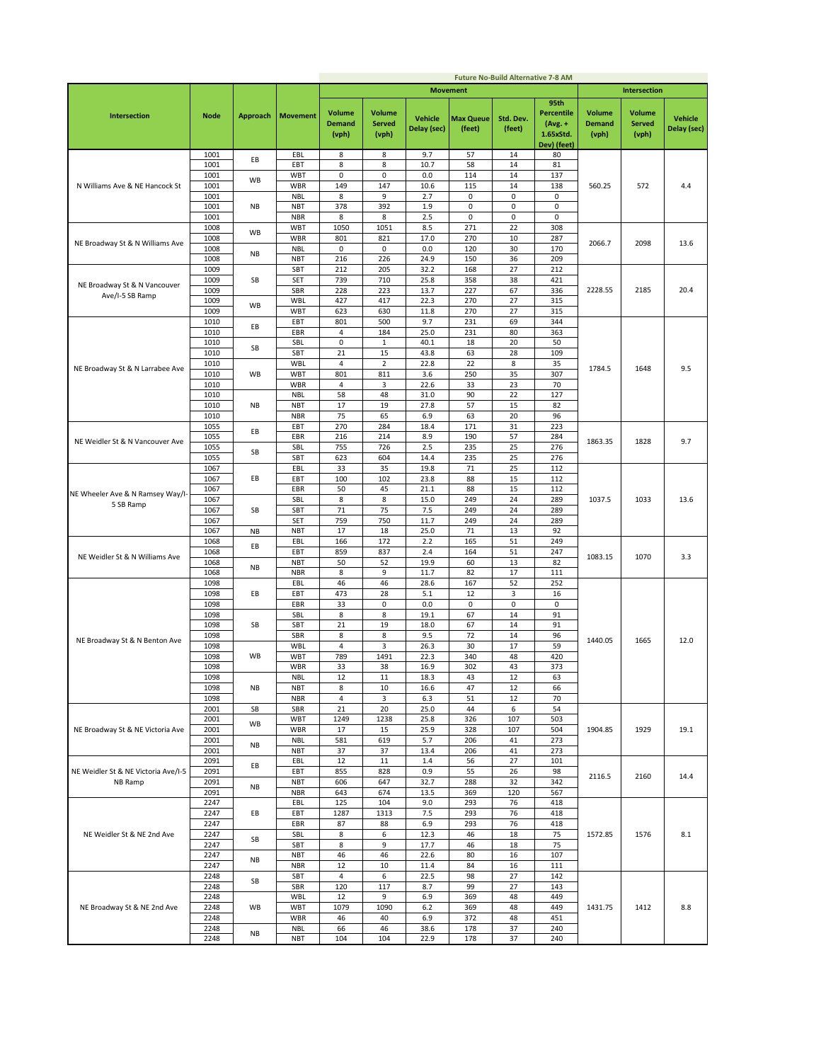**Future No-Build Alternative 7-8 AM**

| Intersection | Node | Approach | Movement | Movement | | | | | | Intersection | | |
|---|---|---|---|---|---|---|---|---|---|---|---|---|
| | | | | Volume Demand (vph) | Volume Served (vph) | Vehicle Delay (sec) | Max Queue (feet) | Std. Dev. (feet) | 95th Percentile (Avg. + 1.65xStd. Dev) (feet) | Volume Demand (vph) | Volume Served (vph) | Vehicle Delay (sec) |
| N Williams Ave & NE Hancock St | 1001 | EB | EBL | 8 | 8 | 9.7 | 57 | 14 | 80 | 560.25 | 572 | 4.4 |
| | 1001 | | EBT | 8 | 8 | 10.7 | 58 | 14 | 81 | | | |
| | 1001 | WB | WBT | 0 | 0 | 0.0 | 114 | 14 | 137 | | | |
| | 1001 | | WBR | 149 | 147 | 10.6 | 115 | 14 | 138 | | | |
| | 1001 | NB | NBL | 8 | 9 | 2.7 | 0 | 0 | 0 | | | |
| | 1001 | | NBT | 378 | 392 | 1.9 | 0 | 0 | 0 | | | |
| | 1001 | | NBR | 8 | 8 | 2.5 | 0 | 0 | 0 | | | |
| NE Broadway St & N Williams Ave | 1008 | WB | WBT | 1050 | 1051 | 8.5 | 271 | 22 | 308 | 2066.7 | 2098 | 13.6 |
| | 1008 | | WBR | 801 | 821 | 17.0 | 270 | 10 | 287 | | | |
| | 1008 | NB | NBL | 0 | 0 | 0.0 | 120 | 30 | 170 | | | |
| | 1008 | | NBT | 216 | 226 | 24.9 | 150 | 36 | 209 | | | |
| NE Broadway St & N Vancouver Ave/I-5 SB Ramp | 1009 | SB | SBT | 212 | 205 | 32.2 | 168 | 27 | 212 | 2228.55 | 2185 | 20.4 |
| | 1009 | | SET | 739 | 710 | 25.8 | 358 | 38 | 421 | | | |
| | 1009 | | SBR | 228 | 223 | 13.7 | 227 | 67 | 336 | | | |
| | 1009 | WB | WBL | 427 | 417 | 22.3 | 270 | 27 | 315 | | | |
| | 1009 | | WBT | 623 | 630 | 11.8 | 270 | 27 | 315 | | | |
| NE Broadway St & N Larrabee Ave | 1010 | EB | EBT | 801 | 500 | 9.7 | 231 | 69 | 344 | 1784.5 | 1648 | 9.5 |
| | 1010 | | EBR | 4 | 184 | 25.0 | 231 | 80 | 363 | | | |
| | 1010 | SB | SBL | 0 | 1 | 40.1 | 18 | 20 | 50 | | | |
| | 1010 | | SBT | 21 | 15 | 43.8 | 63 | 28 | 109 | | | |
| | 1010 | WB | WBL | 4 | 2 | 22.8 | 22 | 8 | 35 | | | |
| | 1010 | | WBT | 801 | 811 | 3.6 | 250 | 35 | 307 | | | |
| | 1010 | | WBR | 4 | 3 | 22.6 | 33 | 23 | 70 | | | |
| | 1010 | NB | NBL | 58 | 48 | 31.0 | 90 | 22 | 127 | | | |
| | 1010 | | NBT | 17 | 19 | 27.8 | 57 | 15 | 82 | | | |
| | 1010 | | NBR | 75 | 65 | 6.9 | 63 | 20 | 96 | | | |
| NE Weidler St & N Vancouver Ave | 1055 | EB | EBT | 270 | 284 | 18.4 | 171 | 31 | 223 | 1863.35 | 1828 | 9.7 |
| | 1055 | | EBR | 216 | 214 | 8.9 | 190 | 57 | 284 | | | |
| | 1055 | SB | SBL | 755 | 726 | 2.5 | 235 | 25 | 276 | | | |
| | 1055 | | SBT | 623 | 604 | 14.4 | 235 | 25 | 276 | | | |
| NE Wheeler Ave & N Ramsey Way/I-5 SB Ramp | 1067 | EB | EBL | 33 | 35 | 19.8 | 71 | 25 | 112 | 1037.5 | 1033 | 13.6 |
| | 1067 | | EBT | 100 | 102 | 23.8 | 88 | 15 | 112 | | | |
| | 1067 | | EBR | 50 | 45 | 21.1 | 88 | 15 | 112 | | | |
| | 1067 | SB | SBL | 8 | 8 | 15.0 | 249 | 24 | 289 | | | |
| | 1067 | | SBT | 71 | 75 | 7.5 | 249 | 24 | 289 | | | |
| | 1067 | | SET | 759 | 750 | 11.7 | 249 | 24 | 289 | | | |
| | 1067 | NB | NBT | 17 | 18 | 25.0 | 71 | 13 | 92 | | | |
| NE Weidler St & N Williams Ave | 1068 | EB | EBL | 166 | 172 | 2.2 | 165 | 51 | 249 | 1083.15 | 1070 | 3.3 |
| | 1068 | | EBT | 859 | 837 | 2.4 | 164 | 51 | 247 | | | |
| | 1068 | NB | NBT | 50 | 52 | 19.9 | 60 | 13 | 82 | | | |
| | 1068 | | NBR | 8 | 9 | 11.7 | 82 | 17 | 111 | | | |
| NE Broadway St & N Benton Ave | 1098 | EB | EBL | 46 | 46 | 28.6 | 167 | 52 | 252 | 1440.05 | 1665 | 12.0 |
| | 1098 | | EBT | 473 | 28 | 5.1 | 12 | 3 | 16 | | | |
| | 1098 | | EBR | 33 | 0 | 0.0 | 0 | 0 | 0 | | | |
| | 1098 | SB | SBL | 8 | 8 | 19.1 | 67 | 14 | 91 | | | |
| | 1098 | | SBT | 21 | 19 | 18.0 | 67 | 14 | 91 | | | |
| | 1098 | | SBR | 8 | 8 | 9.5 | 72 | 14 | 96 | | | |
| | 1098 | WB | WBL | 4 | 3 | 26.3 | 30 | 17 | 59 | | | |
| | 1098 | | WBT | 789 | 1491 | 22.3 | 340 | 48 | 420 | | | |
| | 1098 | | WBR | 33 | 38 | 16.9 | 302 | 43 | 373 | | | |
| | 1098 | NB | NBL | 12 | 11 | 18.3 | 43 | 12 | 63 | | | |
| | 1098 | | NBT | 8 | 10 | 16.6 | 47 | 12 | 66 | | | |
| | 1098 | | NBR | 4 | 3 | 6.3 | 51 | 12 | 70 | | | |
| NE Broadway St & NE Victoria Ave | 2001 | SB | SBR | 21 | 20 | 25.0 | 44 | 6 | 54 | 1904.85 | 1929 | 19.1 |
| | 2001 | WB | WBT | 1249 | 1238 | 25.8 | 326 | 107 | 503 | | | |
| | 2001 | | WBR | 17 | 15 | 25.9 | 328 | 107 | 504 | | | |
| | 2001 | NB | NBL | 581 | 619 | 5.7 | 206 | 41 | 273 | | | |
| | 2001 | | NBT | 37 | 37 | 13.4 | 206 | 41 | 273 | | | |
| NE Weidler St & NE Victoria Ave/I-5 NB Ramp | 2091 | EB | EBL | 12 | 11 | 1.4 | 56 | 27 | 101 | 2116.5 | 2160 | 14.4 |
| | 2091 | | EBT | 855 | 828 | 0.9 | 55 | 26 | 98 | | | |
| | 2091 | NB | NBT | 606 | 647 | 32.7 | 288 | 32 | 342 | | | |
| | 2091 | | NBR | 643 | 674 | 13.5 | 369 | 120 | 567 | | | |
| NE Weidler St & NE 2nd Ave | 2247 | EB | EBL | 125 | 104 | 9.0 | 293 | 76 | 418 | 1572.85 | 1576 | 8.1 |
| | 2247 | | EBT | 1287 | 1313 | 7.5 | 293 | 76 | 418 | | | |
| | 2247 | | EBR | 87 | 88 | 6.9 | 293 | 76 | 418 | | | |
| | 2247 | SB | SBL | 8 | 6 | 12.3 | 46 | 18 | 75 | | | |
| | 2247 | | SBT | 8 | 9 | 17.7 | 46 | 18 | 75 | | | |
| | 2247 | NB | NBT | 46 | 46 | 22.6 | 80 | 16 | 107 | | | |
| | 2247 | | NBR | 12 | 10 | 11.4 | 84 | 16 | 111 | | | |
| NE Broadway St & NE 2nd Ave | 2248 | SB | SBT | 4 | 6 | 22.5 | 98 | 27 | 142 | 1431.75 | 1412 | 8.8 |
| | 2248 | | SBR | 120 | 117 | 8.7 | 99 | 27 | 143 | | | |
| | 2248 | WB | WBL | 12 | 9 | 6.9 | 369 | 48 | 449 | | | |
| | 2248 | | WBT | 1079 | 1090 | 6.2 | 369 | 48 | 449 | | | |
| | 2248 | | WBR | 46 | 40 | 6.9 | 372 | 48 | 451 | | | |
| | 2248 | NB | NBL | 66 | 46 | 38.6 | 178 | 37 | 240 | | | |
| | 2248 | | NBT | 104 | 104 | 22.9 | 178 | 37 | 240 | | | |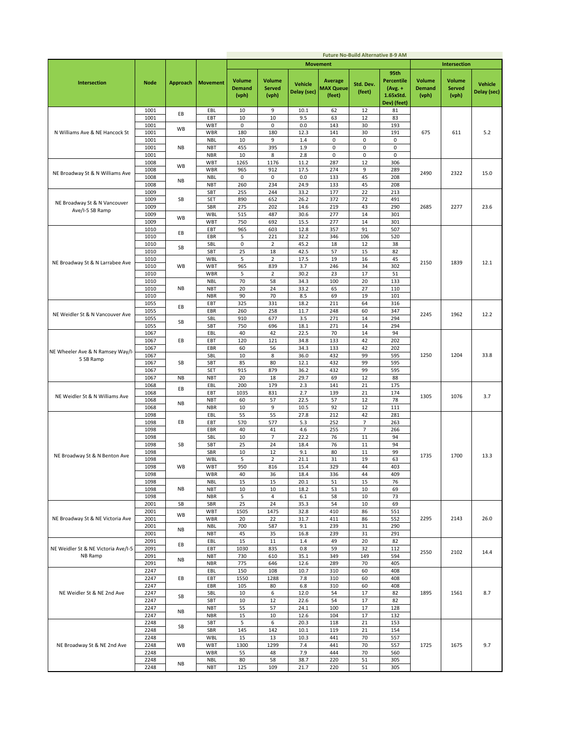| | | | Future No-Build Alternative 8-9 AM | | | | | | | | | |
|---|---|---|---|---|---|---|---|---|---|---|---|---|
| | | | Movement | | | | | | | Intersection | | |
| Intersection | Node | Approach | Movement | Volume Demand (vph) | Volume Served (vph) | Vehicle Delay (sec) | Average MAX Queue (feet) | Std. Dev. (feet) | 95th Percentile (Avg. + 1.65xStd. Dev) (feet) | Volume Demand (vph) | Volume Served (vph) | Vehicle Delay (sec) |
| N Williams Ave & NE Hancock St | 1001 | EB | EBL | 10 | 9 | 10.1 | 62 | 12 | 81 | 675 | 611 | 5.2 |
| | 1001 | | EBT | 10 | 10 | 9.5 | 63 | 12 | 83 | | | |
| | 1001 | WB | WBT | 0 | 0 | 0.0 | 143 | 30 | 193 | | | |
| | 1001 | | WBR | 180 | 180 | 12.3 | 141 | 30 | 191 | | | |
| | 1001 | NB | NBL | 10 | 9 | 1.4 | 0 | 0 | 0 | | | |
| | 1001 | | NBT | 455 | 395 | 1.9 | 0 | 0 | 0 | | | |
| | 1001 | | NBR | 10 | 8 | 2.8 | 0 | 0 | 0 | | | |
| NE Broadway St & N Williams Ave | 1008 | WB | WBT | 1265 | 1176 | 11.2 | 287 | 12 | 306 | 2490 | 2322 | 15.0 |
| | 1008 | | WBR | 965 | 912 | 17.5 | 274 | 9 | 289 | | | |
| | 1008 | NB | NBL | 0 | 0 | 0.0 | 133 | 45 | 208 | | | |
| | 1008 | | NBT | 260 | 234 | 24.9 | 133 | 45 | 208 | | | |
| NE Broadway St & N Vancouver Ave/I-5 SB Ramp | 1009 | SB | SBT | 255 | 244 | 33.2 | 177 | 22 | 213 | 2685 | 2277 | 23.6 |
| | 1009 | | SET | 890 | 652 | 26.2 | 372 | 72 | 491 | | | |
| | 1009 | | SBR | 275 | 202 | 14.6 | 219 | 43 | 290 | | | |
| | 1009 | WB | WBL | 515 | 487 | 30.6 | 277 | 14 | 301 | | | |
| | 1009 | | WBT | 750 | 692 | 15.5 | 277 | 14 | 301 | | | |
| NE Broadway St & N Larrabee Ave | 1010 | EB | EBT | 965 | 603 | 12.8 | 357 | 91 | 507 | 2150 | 1839 | 12.1 |
| | 1010 | | EBR | 5 | 221 | 32.2 | 346 | 106 | 520 | | | |
| | 1010 | SB | SBL | 0 | 2 | 45.2 | 18 | 12 | 38 | | | |
| | 1010 | | SBT | 25 | 18 | 42.5 | 57 | 15 | 82 | | | |
| | 1010 | WB | WBL | 5 | 2 | 17.5 | 19 | 16 | 45 | | | |
| | 1010 | | WBT | 965 | 839 | 3.7 | 246 | 34 | 302 | | | |
| | 1010 | | WBR | 5 | 2 | 30.2 | 23 | 17 | 51 | | | |
| | 1010 | NB | NBL | 70 | 58 | 34.3 | 100 | 20 | 133 | | | |
| | 1010 | | NBT | 20 | 24 | 33.2 | 65 | 27 | 110 | | | |
| | 1010 | | NBR | 90 | 70 | 8.5 | 69 | 19 | 101 | | | |
| NE Weidler St & N Vancouver Ave | 1055 | EB | EBT | 325 | 331 | 18.2 | 211 | 64 | 316 | 2245 | 1962 | 12.2 |
| | 1055 | | EBR | 260 | 258 | 11.7 | 248 | 60 | 347 | | | |
| | 1055 | SB | SBL | 910 | 677 | 3.5 | 271 | 14 | 294 | | | |
| | 1055 | | SBT | 750 | 696 | 18.1 | 271 | 14 | 294 | | | |
| NE Wheeler Ave & N Ramsey Way/I-5 SB Ramp | 1067 | EB | EBL | 40 | 42 | 22.5 | 70 | 14 | 94 | 1250 | 1204 | 33.8 |
| | 1067 | | EBT | 120 | 121 | 34.8 | 133 | 42 | 202 | | | |
| | 1067 | | EBR | 60 | 56 | 34.3 | 133 | 42 | 202 | | | |
| | 1067 | SB | SBL | 10 | 8 | 36.0 | 432 | 99 | 595 | | | |
| | 1067 | | SBT | 85 | 80 | 12.1 | 432 | 99 | 595 | | | |
| | 1067 | | SET | 915 | 879 | 36.2 | 432 | 99 | 595 | | | |
| | 1067 | NB | NBT | 20 | 18 | 29.7 | 69 | 12 | 88 | | | |
| NE Weidler St & N Williams Ave | 1068 | EB | EBL | 200 | 179 | 2.3 | 141 | 21 | 175 | 1305 | 1076 | 3.7 |
| | 1068 | | EBT | 1035 | 831 | 2.7 | 139 | 21 | 174 | | | |
| | 1068 | NB | NBT | 60 | 57 | 22.5 | 57 | 12 | 78 | | | |
| | 1068 | | NBR | 10 | 9 | 10.5 | 92 | 12 | 111 | | | |
| NE Broadway St & N Benton Ave | 1098 | EB | EBL | 55 | 55 | 27.8 | 212 | 42 | 281 | 1735 | 1700 | 13.3 |
| | 1098 | | EBT | 570 | 577 | 5.3 | 252 | 7 | 263 | | | |
| | 1098 | | EBR | 40 | 41 | 4.6 | 255 | 7 | 266 | | | |
| | 1098 | SB | SBL | 10 | 7 | 22.2 | 76 | 11 | 94 | | | |
| | 1098 | | SBT | 25 | 24 | 18.4 | 76 | 11 | 94 | | | |
| | 1098 | | SBR | 10 | 12 | 9.1 | 80 | 11 | 99 | | | |
| | 1098 | WB | WBL | 5 | 2 | 21.1 | 31 | 19 | 63 | | | |
| | 1098 | | WBT | 950 | 816 | 15.4 | 329 | 44 | 403 | | | |
| | 1098 | | WBR | 40 | 36 | 18.4 | 336 | 44 | 409 | | | |
| | 1098 | NB | NBL | 15 | 15 | 20.1 | 51 | 15 | 76 | | | |
| | 1098 | | NBT | 10 | 10 | 18.2 | 53 | 10 | 69 | | | |
| | 1098 | | NBR | 5 | 4 | 6.1 | 58 | 10 | 73 | | | |
| NE Broadway St & NE Victoria Ave | 2001 | SB | SBR | 25 | 24 | 35.3 | 54 | 10 | 69 | 2295 | 2143 | 26.0 |
| | 2001 | WB | WBT | 1505 | 1475 | 32.8 | 410 | 86 | 551 | | | |
| | 2001 | | WBR | 20 | 22 | 31.7 | 411 | 86 | 552 | | | |
| | 2001 | NB | NBL | 700 | 587 | 9.1 | 239 | 31 | 290 | | | |
| | 2001 | | NBT | 45 | 35 | 16.8 | 239 | 31 | 291 | | | |
| NE Weidler St & NE Victoria Ave/I-5 NB Ramp | 2091 | EB | EBL | 15 | 11 | 1.4 | 49 | 20 | 82 | 2550 | 2102 | 14.4 |
| | 2091 | | EBT | 1030 | 835 | 0.8 | 59 | 32 | 112 | | | |
| | 2091 | NB | NBT | 730 | 610 | 35.1 | 349 | 149 | 594 | | | |
| | 2091 | | NBR | 775 | 646 | 12.6 | 289 | 70 | 405 | | | |
| NE Weidler St & NE 2nd Ave | 2247 | EB | EBL | 150 | 108 | 10.7 | 310 | 60 | 408 | 1895 | 1561 | 8.7 |
| | 2247 | | EBT | 1550 | 1288 | 7.8 | 310 | 60 | 408 | | | |
| | 2247 | | EBR | 105 | 80 | 6.8 | 310 | 60 | 408 | | | |
| | 2247 | SB | SBL | 10 | 6 | 12.0 | 54 | 17 | 82 | | | |
| | 2247 | | SBT | 10 | 12 | 22.6 | 54 | 17 | 82 | | | |
| | 2247 | NB | NBT | 55 | 57 | 24.1 | 100 | 17 | 128 | | | |
| | 2247 | | NBR | 15 | 10 | 12.6 | 104 | 17 | 132 | | | |
| NE Broadway St & NE 2nd Ave | 2248 | SB | SBT | 5 | 6 | 20.3 | 118 | 21 | 153 | 1725 | 1675 | 9.7 |
| | 2248 | | SBR | 145 | 142 | 10.1 | 119 | 21 | 154 | | | |
| | 2248 | WB | WBL | 15 | 13 | 10.3 | 441 | 70 | 557 | | | |
| | 2248 | | WBT | 1300 | 1299 | 7.4 | 441 | 70 | 557 | | | |
| | 2248 | | WBR | 55 | 48 | 7.9 | 444 | 70 | 560 | | | |
| | 2248 | NB | NBL | 80 | 58 | 38.7 | 220 | 51 | 305 | | | |
| | 2248 | | NBT | 125 | 109 | 21.7 | 220 | 51 | 305 | | | |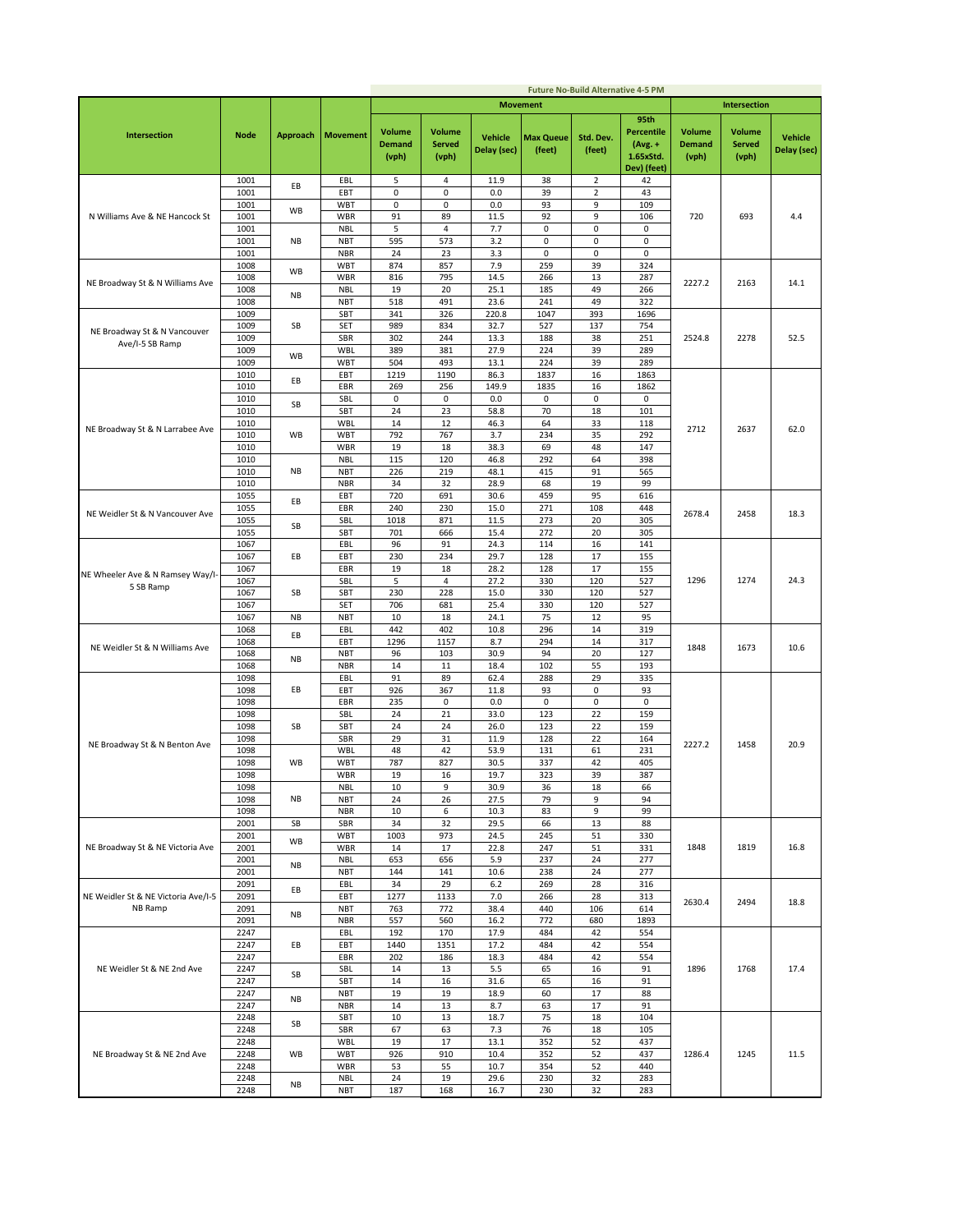| Intersection | Node | Approach | Movement | Future No-Build Alternative 4-5 PM | | | | | | | | | |
|---|---|---|---|---|---|---|---|---|---|---|---|---|---|
| | | | | Movement | | | | | | Intersection | | | |
| | | | | Volume Demand (vph) | Volume Served (vph) | Vehicle Delay (sec) | Max Queue (feet) | Std. Dev. (feet) | 95th Percentile (Avg. + 1.65xStd. Dev) (feet) | Volume Demand (vph) | Volume Served (vph) | Vehicle Delay (sec) |
| N Williams Ave & NE Hancock St | 1001 | EB | EBL | 5 | 4 | 11.9 | 38 | 2 | 42 | 720 | 693 | 4.4 |
| | 1001 | | EBT | 0 | 0 | 0.0 | 39 | 2 | 43 | | | |
| | 1001 | WB | WBT | 0 | 0 | 0.0 | 93 | 9 | 109 | | | |
| | 1001 | | WBR | 91 | 89 | 11.5 | 92 | 9 | 106 | | | |
| | 1001 | NB | NBL | 5 | 4 | 7.7 | 0 | 0 | 0 | | | |
| | 1001 | | NBT | 595 | 573 | 3.2 | 0 | 0 | 0 | | | |
| | 1001 | | NBR | 24 | 23 | 3.3 | 0 | 0 | 0 | | | |
| NE Broadway St & N Williams Ave | 1008 | WB | WBT | 874 | 857 | 7.9 | 259 | 39 | 324 | 2227.2 | 2163 | 14.1 |
| | 1008 | | WBR | 816 | 795 | 14.5 | 266 | 13 | 287 | | | |
| | 1008 | NB | NBL | 19 | 20 | 25.1 | 185 | 49 | 266 | | | |
| | 1008 | | NBT | 518 | 491 | 23.6 | 241 | 49 | 322 | | | |
| NE Broadway St & N Vancouver Ave/I-5 SB Ramp | 1009 | SB | SBT | 341 | 326 | 220.8 | 1047 | 393 | 1696 | 2524.8 | 2278 | 52.5 |
| | 1009 | | SET | 989 | 834 | 32.7 | 527 | 137 | 754 | | | |
| | 1009 | | SBR | 302 | 244 | 13.3 | 188 | 38 | 251 | | | |
| | 1009 | WB | WBL | 389 | 381 | 27.9 | 224 | 39 | 289 | | | |
| | 1009 | | WBT | 504 | 493 | 13.1 | 224 | 39 | 289 | | | |
| NE Broadway St & N Larrabee Ave | 1010 | EB | EBT | 1219 | 1190 | 86.3 | 1837 | 16 | 1863 | 2712 | 2637 | 62.0 |
| | 1010 | | EBR | 269 | 256 | 149.9 | 1835 | 16 | 1862 | | | |
| | 1010 | SB | SBL | 0 | 0 | 0.0 | 0 | 0 | 0 | | | |
| | 1010 | | SBT | 24 | 23 | 58.8 | 70 | 18 | 101 | | | |
| | 1010 | WB | WBL | 14 | 12 | 46.3 | 64 | 33 | 118 | | | |
| | 1010 | | WBT | 792 | 767 | 3.7 | 234 | 35 | 292 | | | |
| | 1010 | | WBR | 19 | 18 | 38.3 | 69 | 48 | 147 | | | |
| | 1010 | NB | NBL | 115 | 120 | 46.8 | 292 | 64 | 398 | | | |
| | 1010 | | NBT | 226 | 219 | 48.1 | 415 | 91 | 565 | | | |
| | 1010 | | NBR | 34 | 32 | 28.9 | 68 | 19 | 99 | | | |
| NE Weidler St & N Vancouver Ave | 1055 | EB | EBT | 720 | 691 | 30.6 | 459 | 95 | 616 | 2678.4 | 2458 | 18.3 |
| | 1055 | | EBR | 240 | 230 | 15.0 | 271 | 108 | 448 | | | |
| | 1055 | SB | SBL | 1018 | 871 | 11.5 | 273 | 20 | 305 | | | |
| | 1055 | | SBT | 701 | 666 | 15.4 | 272 | 20 | 305 | | | |
| NE Wheeler Ave & N Ramsey Way/I-5 SB Ramp | 1067 | EB | EBL | 96 | 91 | 24.3 | 114 | 16 | 141 | 1296 | 1274 | 24.3 |
| | 1067 | | EBT | 230 | 234 | 29.7 | 128 | 17 | 155 | | | |
| | 1067 | | EBR | 19 | 18 | 28.2 | 128 | 17 | 155 | | | |
| | 1067 | SB | SBL | 5 | 4 | 27.2 | 330 | 120 | 527 | | | |
| | 1067 | | SBT | 230 | 228 | 15.0 | 330 | 120 | 527 | | | |
| | 1067 | | SET | 706 | 681 | 25.4 | 330 | 120 | 527 | | | |
| | 1067 | NB | NBT | 10 | 18 | 24.1 | 75 | 12 | 95 | | | |
| NE Weidler St & N Williams Ave | 1068 | EB | EBL | 442 | 402 | 10.8 | 296 | 14 | 319 | 1848 | 1673 | 10.6 |
| | 1068 | | EBT | 1296 | 1157 | 8.7 | 294 | 14 | 317 | | | |
| | 1068 | NB | NBT | 96 | 103 | 30.9 | 94 | 20 | 127 | | | |
| | 1068 | | NBR | 14 | 11 | 18.4 | 102 | 55 | 193 | | | |
| NE Broadway St & N Benton Ave | 1098 | EB | EBL | 91 | 89 | 62.4 | 288 | 29 | 335 | 2227.2 | 1458 | 20.9 |
| | 1098 | | EBT | 926 | 367 | 11.8 | 93 | 0 | 93 | | | |
| | 1098 | | EBR | 235 | 0 | 0.0 | 0 | 0 | 0 | | | |
| | 1098 | SB | SBL | 24 | 21 | 33.0 | 123 | 22 | 159 | | | |
| | 1098 | | SBT | 24 | 24 | 26.0 | 123 | 22 | 159 | | | |
| | 1098 | | SBR | 29 | 31 | 11.9 | 128 | 22 | 164 | | | |
| | 1098 | WB | WBL | 48 | 42 | 53.9 | 131 | 61 | 231 | | | |
| | 1098 | | WBT | 787 | 827 | 30.5 | 337 | 42 | 405 | | | |
| | 1098 | | WBR | 19 | 16 | 19.7 | 323 | 39 | 387 | | | |
| | 1098 | NB | NBL | 10 | 9 | 30.9 | 36 | 18 | 66 | | | |
| | 1098 | | NBT | 24 | 26 | 27.5 | 79 | 9 | 94 | | | |
| | 1098 | | NBR | 10 | 6 | 10.3 | 83 | 9 | 99 | | | |
| NE Broadway St & NE Victoria Ave | 2001 | SB | SBR | 34 | 32 | 29.5 | 66 | 13 | 88 | 1848 | 1819 | 16.8 |
| | 2001 | WB | WBT | 1003 | 973 | 24.5 | 245 | 51 | 330 | | | |
| | 2001 | | WBR | 14 | 17 | 22.8 | 247 | 51 | 331 | | | |
| | 2001 | NB | NBL | 653 | 656 | 5.9 | 237 | 24 | 277 | | | |
| | 2001 | | NBT | 144 | 141 | 10.6 | 238 | 24 | 277 | | | |
| NE Weidler St & NE Victoria Ave/I-5 NB Ramp | 2091 | EB | EBL | 34 | 29 | 6.2 | 269 | 28 | 316 | 2630.4 | 2494 | 18.8 |
| | 2091 | | EBT | 1277 | 1133 | 7.0 | 266 | 28 | 313 | | | |
| | 2091 | NB | NBT | 763 | 772 | 38.4 | 440 | 106 | 614 | | | |
| | 2091 | | NBR | 557 | 560 | 16.2 | 772 | 680 | 1893 | | | |
| NE Weidler St & NE 2nd Ave | 2247 | EB | EBL | 192 | 170 | 17.9 | 484 | 42 | 554 | 1896 | 1768 | 17.4 |
| | 2247 | | EBT | 1440 | 1351 | 17.2 | 484 | 42 | 554 | | | |
| | 2247 | | EBR | 202 | 186 | 18.3 | 484 | 42 | 554 | | | |
| | 2247 | SB | SBL | 14 | 13 | 5.5 | 65 | 16 | 91 | | | |
| | 2247 | | SBT | 14 | 16 | 31.6 | 65 | 16 | 91 | | | |
| | 2247 | NB | NBT | 19 | 19 | 18.9 | 60 | 17 | 88 | | | |
| | 2247 | | NBR | 14 | 13 | 8.7 | 63 | 17 | 91 | | | |
| NE Broadway St & NE 2nd Ave | 2248 | SB | SBT | 10 | 13 | 18.7 | 75 | 18 | 104 | 1286.4 | 1245 | 11.5 |
| | 2248 | | SBR | 67 | 63 | 7.3 | 76 | 18 | 105 | | | |
| | 2248 | WB | WBL | 19 | 17 | 13.1 | 352 | 52 | 437 | | | |
| | 2248 | | WBT | 926 | 910 | 10.4 | 352 | 52 | 437 | | | |
| | 2248 | | WBR | 53 | 55 | 10.7 | 354 | 52 | 440 | | | |
| | 2248 | NB | NBL | 24 | 19 | 29.6 | 230 | 32 | 283 | | | |
| | 2248 | | NBT | 187 | 168 | 16.7 | 230 | 32 | 283 | | | |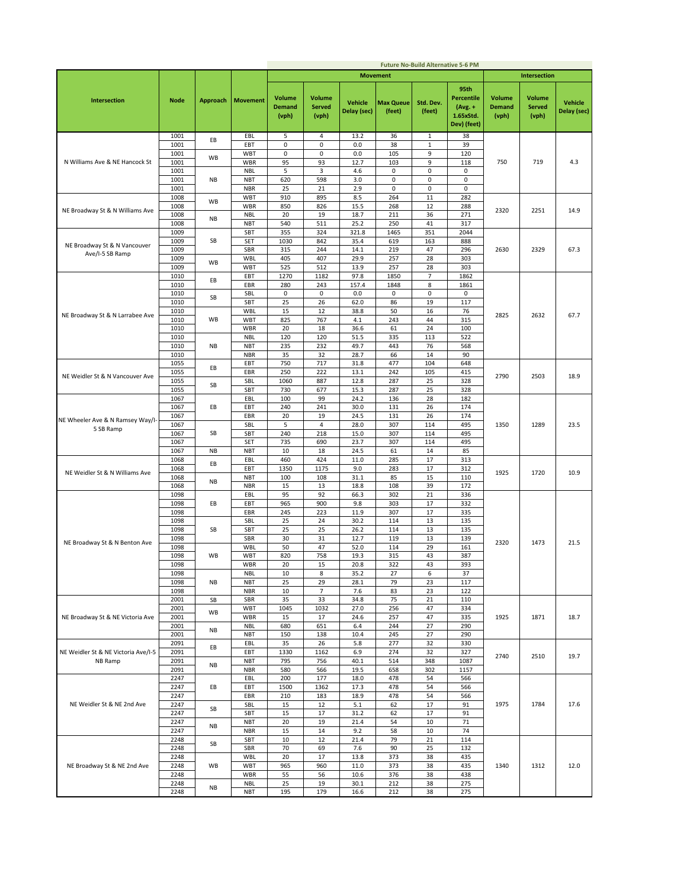| | | | | Future No-Build Alternative 5-6 PM | | | | | | | | |
|---|---|---|---|---|---|---|---|---|---|---|---|---|
| | | | | Movement | | | | | | Intersection | | |
| Intersection | Node | Approach | Movement | Volume Demand (vph) | Volume Served (vph) | Vehicle Delay (sec) | Max Queue (feet) | Std. Dev. (feet) | 95th Percentile (Avg. + 1.65xStd. Dev) (feet) | Volume Demand (vph) | Volume Served (vph) | Vehicle Delay (sec) |
| N Williams Ave & NE Hancock St | 1001 | EB | EBL | 5 | 4 | 13.2 | 36 | 1 | 38 | 750 | 719 | 4.3 |
| | 1001 | | EBT | 0 | 0 | 0.0 | 38 | 1 | 39 | | | |
| | 1001 | WB | WBT | 0 | 0 | 0.0 | 105 | 9 | 120 | | | |
| | 1001 | | WBR | 95 | 93 | 12.7 | 103 | 9 | 118 | | | |
| | 1001 | NB | NBL | 5 | 3 | 4.6 | 0 | 0 | 0 | | | |
| | 1001 | | NBT | 620 | 598 | 3.0 | 0 | 0 | 0 | | | |
| | 1001 | | NBR | 25 | 21 | 2.9 | 0 | 0 | 0 | | | |
| NE Broadway St & N Williams Ave | 1008 | WB | WBT | 910 | 895 | 8.5 | 264 | 11 | 282 | 2320 | 2251 | 14.9 |
| | 1008 | | WBR | 850 | 826 | 15.5 | 268 | 12 | 288 | | | |
| | 1008 | NB | NBL | 20 | 19 | 18.7 | 211 | 36 | 271 | | | |
| | 1008 | | NBT | 540 | 511 | 25.2 | 250 | 41 | 317 | | | |
| NE Broadway St & N Vancouver Ave/I-5 SB Ramp | 1009 | SB | SBT | 355 | 324 | 321.8 | 1465 | 351 | 2044 | 2630 | 2329 | 67.3 |
| | 1009 | | SET | 1030 | 842 | 35.4 | 619 | 163 | 888 | | | |
| | 1009 | | SBR | 315 | 244 | 14.1 | 219 | 47 | 296 | | | |
| | 1009 | WB | WBL | 405 | 407 | 29.9 | 257 | 28 | 303 | | | |
| | 1009 | | WBT | 525 | 512 | 13.9 | 257 | 28 | 303 | | | |
| NE Broadway St & N Larrabee Ave | 1010 | EB | EBT | 1270 | 1182 | 97.8 | 1850 | 7 | 1862 | 2825 | 2632 | 67.7 |
| | 1010 | | EBR | 280 | 243 | 157.4 | 1848 | 8 | 1861 | | | |
| | 1010 | SB | SBL | 0 | 0 | 0.0 | 0 | 0 | 0 | | | |
| | 1010 | | SBT | 25 | 26 | 62.0 | 86 | 19 | 117 | | | |
| | 1010 | WB | WBL | 15 | 12 | 38.8 | 50 | 16 | 76 | | | |
| | 1010 | | WBT | 825 | 767 | 4.1 | 243 | 44 | 315 | | | |
| | 1010 | | WBR | 20 | 18 | 36.6 | 61 | 24 | 100 | | | |
| | 1010 | NB | NBL | 120 | 120 | 51.5 | 335 | 113 | 522 | | | |
| | 1010 | | NBT | 235 | 232 | 49.7 | 443 | 76 | 568 | | | |
| | 1010 | | NBR | 35 | 32 | 28.7 | 66 | 14 | 90 | | | |
| NE Weidler St & N Vancouver Ave | 1055 | EB | EBT | 750 | 717 | 31.8 | 477 | 104 | 648 | 2790 | 2503 | 18.9 |
| | 1055 | | EBR | 250 | 222 | 13.1 | 242 | 105 | 415 | | | |
| | 1055 | SB | SBL | 1060 | 887 | 12.8 | 287 | 25 | 328 | | | |
| | 1055 | | SBT | 730 | 677 | 15.3 | 287 | 25 | 328 | | | |
| NE Wheeler Ave & N Ramsey Way/I-5 SB Ramp | 1067 | EB | EBL | 100 | 99 | 24.2 | 136 | 28 | 182 | 1350 | 1289 | 23.5 |
| | 1067 | | EBT | 240 | 241 | 30.0 | 131 | 26 | 174 | | | |
| | 1067 | | EBR | 20 | 19 | 24.5 | 131 | 26 | 174 | | | |
| | 1067 | SB | SBL | 5 | 4 | 28.0 | 307 | 114 | 495 | | | |
| | 1067 | | SBT | 240 | 218 | 15.0 | 307 | 114 | 495 | | | |
| | 1067 | | SET | 735 | 690 | 23.7 | 307 | 114 | 495 | | | |
| | 1067 | NB | NBT | 10 | 18 | 24.5 | 61 | 14 | 85 | | | |
| NE Weidler St & N Williams Ave | 1068 | EB | EBL | 460 | 424 | 11.0 | 285 | 17 | 313 | 1925 | 1720 | 10.9 |
| | 1068 | | EBT | 1350 | 1175 | 9.0 | 283 | 17 | 312 | | | |
| | 1068 | NB | NBT | 100 | 108 | 31.1 | 85 | 15 | 110 | | | |
| | 1068 | | NBR | 15 | 13 | 18.8 | 108 | 39 | 172 | | | |
| NE Broadway St & N Benton Ave | 1098 | EB | EBL | 95 | 92 | 66.3 | 302 | 21 | 336 | 2320 | 1473 | 21.5 |
| | 1098 | | EBT | 965 | 900 | 9.8 | 303 | 17 | 332 | | | |
| | 1098 | | EBR | 245 | 223 | 11.9 | 307 | 17 | 335 | | | |
| | 1098 | SB | SBL | 25 | 24 | 30.2 | 114 | 13 | 135 | | | |
| | 1098 | | SBT | 25 | 25 | 26.2 | 114 | 13 | 135 | | | |
| | 1098 | | SBR | 30 | 31 | 12.7 | 119 | 13 | 139 | | | |
| | 1098 | WB | WBL | 50 | 47 | 52.0 | 114 | 29 | 161 | | | |
| | 1098 | | WBT | 820 | 758 | 19.3 | 315 | 43 | 387 | | | |
| | 1098 | | WBR | 20 | 15 | 20.8 | 322 | 43 | 393 | | | |
| | 1098 | NB | NBL | 10 | 8 | 35.2 | 27 | 6 | 37 | | | |
| | 1098 | | NBT | 25 | 29 | 28.1 | 79 | 23 | 117 | | | |
| | 1098 | | NBR | 10 | 7 | 7.6 | 83 | 23 | 122 | | | |
| NE Broadway St & NE Victoria Ave | 2001 | SB | SBR | 35 | 33 | 34.8 | 75 | 21 | 110 | 1925 | 1871 | 18.7 |
| | 2001 | WB | WBT | 1045 | 1032 | 27.0 | 256 | 47 | 334 | | | |
| | 2001 | | WBR | 15 | 17 | 24.6 | 257 | 47 | 335 | | | |
| | 2001 | NB | NBL | 680 | 651 | 6.4 | 244 | 27 | 290 | | | |
| | 2001 | | NBT | 150 | 138 | 10.4 | 245 | 27 | 290 | | | |
| NE Weidler St & NE Victoria Ave/I-5 NB Ramp | 2091 | EB | EBL | 35 | 26 | 5.8 | 277 | 32 | 330 | 2740 | 2510 | 19.7 |
| | 2091 | | EBT | 1330 | 1162 | 6.9 | 274 | 32 | 327 | | | |
| | 2091 | NB | NBT | 795 | 756 | 40.1 | 514 | 348 | 1087 | | | |
| | 2091 | | NBR | 580 | 566 | 19.5 | 658 | 302 | 1157 | | | |
| NE Weidler St & NE 2nd Ave | 2247 | EB | EBL | 200 | 177 | 18.0 | 478 | 54 | 566 | 1975 | 1784 | 17.6 |
| | 2247 | | EBT | 1500 | 1362 | 17.3 | 478 | 54 | 566 | | | |
| | 2247 | | EBR | 210 | 183 | 18.9 | 478 | 54 | 566 | | | |
| | 2247 | SB | SBL | 15 | 12 | 5.1 | 62 | 17 | 91 | | | |
| | 2247 | | SBT | 15 | 17 | 31.2 | 62 | 17 | 91 | | | |
| | 2247 | NB | NBT | 20 | 19 | 21.4 | 54 | 10 | 71 | | | |
| | 2247 | | NBR | 15 | 14 | 9.2 | 58 | 10 | 74 | | | |
| NE Broadway St & NE 2nd Ave | 2248 | SB | SBT | 10 | 12 | 21.4 | 79 | 21 | 114 | 1340 | 1312 | 12.0 |
| | 2248 | | SBR | 70 | 69 | 7.6 | 90 | 25 | 132 | | | |
| | 2248 | WB | WBL | 20 | 17 | 13.8 | 373 | 38 | 435 | | | |
| | 2248 | | WBT | 965 | 960 | 11.0 | 373 | 38 | 435 | | | |
| | 2248 | | WBR | 55 | 56 | 10.6 | 376 | 38 | 438 | | | |
| | 2248 | NB | NBL | 25 | 19 | 30.1 | 212 | 38 | 275 | | | |
| | 2248 | | NBT | 195 | 179 | 16.6 | 212 | 38 | 275 | | | |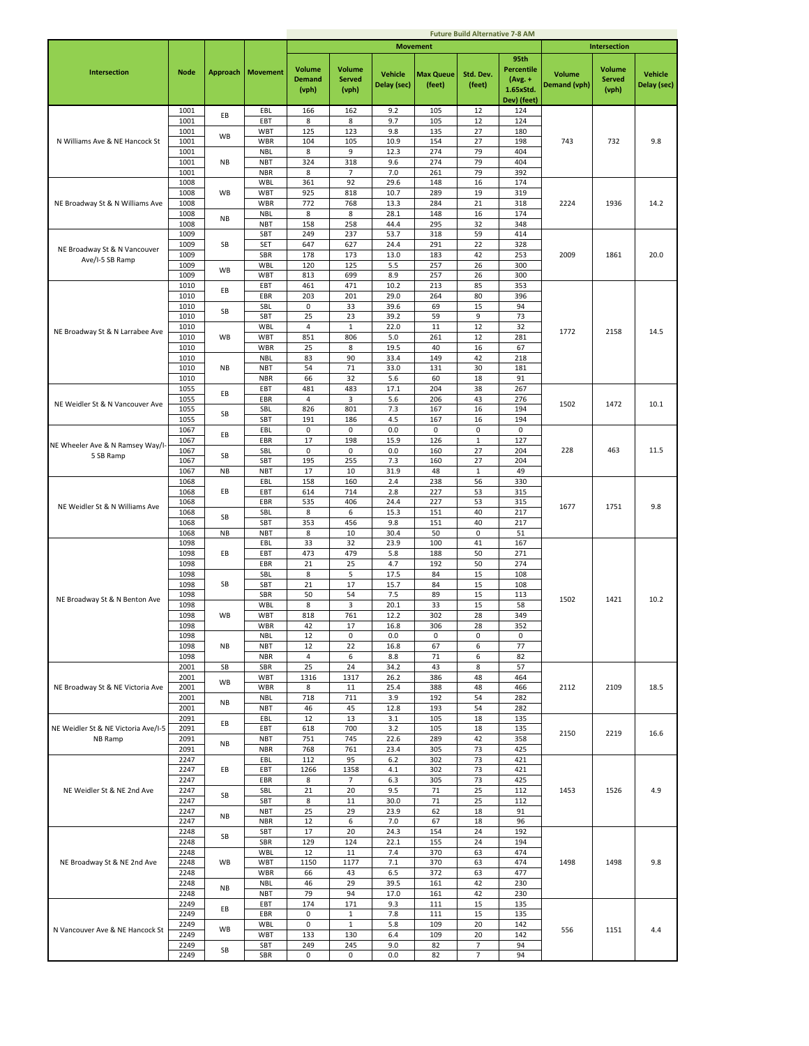| Intersection | Node | Approach | Movement | Future Build Alternative 7-8 AM | | | | | | | | |
|---|---|---|---|---|---|---|---|---|---|---|---|---|
| | | | | Movement | | | | | | Intersection | | |
| | | | | Volume Demand (vph) | Volume Served (vph) | Vehicle Delay (sec) | Max Queue (feet) | Std. Dev. (feet) | 95th Percentile (Avg. + 1.65xStd. Dev) (feet) | Volume Demand (vph) | Volume Served (vph) | Vehicle Delay (sec) |
| N Williams Ave & NE Hancock St | 1001 | EB | EBL | 166 | 162 | 9.2 | 105 | 12 | 124 | 743 | 732 | 9.8 |
| | 1001 | | EBT | 8 | 8 | 9.7 | 105 | 12 | 124 | | | |
| | 1001 | WB | WBT | 125 | 123 | 9.8 | 135 | 27 | 180 | | | |
| | 1001 | | WBR | 104 | 105 | 10.9 | 154 | 27 | 198 | | | |
| | 1001 | NB | NBL | 8 | 9 | 12.3 | 274 | 79 | 404 | | | |
| | 1001 | | NBT | 324 | 318 | 9.6 | 274 | 79 | 404 | | | |
| | 1001 | | NBR | 8 | 7 | 7.0 | 261 | 79 | 392 | | | |
| NE Broadway St & N Williams Ave | 1008 | WB | WBL | 361 | 92 | 29.6 | 148 | 16 | 174 | 2224 | 1936 | 14.2 |
| | 1008 | | WBT | 925 | 818 | 10.7 | 289 | 19 | 319 | | | |
| | 1008 | | WBR | 772 | 768 | 13.3 | 284 | 21 | 318 | | | |
| | 1008 | NB | NBL | 8 | 8 | 28.1 | 148 | 16 | 174 | | | |
| | 1008 | | NBT | 158 | 258 | 44.4 | 295 | 32 | 348 | | | |
| NE Broadway St & N Vancouver Ave/I-5 SB Ramp | 1009 | SB | SBT | 249 | 237 | 53.7 | 318 | 59 | 414 | 2009 | 1861 | 20.0 |
| | 1009 | | SET | 647 | 627 | 24.4 | 291 | 22 | 328 | | | |
| | 1009 | | SBR | 178 | 173 | 13.0 | 183 | 42 | 253 | | | |
| | 1009 | WB | WBL | 120 | 125 | 5.5 | 257 | 26 | 300 | | | |
| | 1009 | | WBT | 813 | 699 | 8.9 | 257 | 26 | 300 | | | |
| NE Broadway St & N Larrabee Ave | 1010 | EB | EBT | 461 | 471 | 10.2 | 213 | 85 | 353 | 1772 | 2158 | 14.5 |
| | 1010 | | EBR | 203 | 201 | 29.0 | 264 | 80 | 396 | | | |
| | 1010 | SB | SBL | 0 | 33 | 39.6 | 69 | 15 | 94 | | | |
| | 1010 | | SBT | 25 | 23 | 39.2 | 59 | 9 | 73 | | | |
| | 1010 | WB | WBL | 4 | 1 | 22.0 | 11 | 12 | 32 | | | |
| | 1010 | | WBT | 851 | 806 | 5.0 | 261 | 12 | 281 | | | |
| | 1010 | | WBR | 25 | 8 | 19.5 | 40 | 16 | 67 | | | |
| | 1010 | NB | NBL | 83 | 90 | 33.4 | 149 | 42 | 218 | | | |
| | 1010 | | NBT | 54 | 71 | 33.0 | 131 | 30 | 181 | | | |
| | 1010 | | NBR | 66 | 32 | 5.6 | 60 | 18 | 91 | | | |
| NE Weidler St & N Vancouver Ave | 1055 | EB | EBT | 481 | 483 | 17.1 | 204 | 38 | 267 | 1502 | 1472 | 10.1 |
| | 1055 | | EBR | 4 | 3 | 5.6 | 206 | 43 | 276 | | | |
| | 1055 | SB | SBL | 826 | 801 | 7.3 | 167 | 16 | 194 | | | |
| | 1055 | | SBT | 191 | 186 | 4.5 | 167 | 16 | 194 | | | |
| NE Wheeler Ave & N Ramsey Way/I-5 SB Ramp | 1067 | EB | EBL | 0 | 0 | 0.0 | 0 | 0 | 0 | 228 | 463 | 11.5 |
| | 1067 | | EBR | 17 | 198 | 15.9 | 126 | 1 | 127 | | | |
| | 1067 | SB | SBL | 0 | 0 | 0.0 | 160 | 27 | 204 | | | |
| | 1067 | | SBT | 195 | 255 | 7.3 | 160 | 27 | 204 | | | |
| | 1067 | NB | NBT | 17 | 10 | 31.9 | 48 | 1 | 49 | | | |
| NE Weidler St & N Williams Ave | 1068 | EB | EBL | 158 | 160 | 2.4 | 238 | 56 | 330 | 1677 | 1751 | 9.8 |
| | 1068 | | EBT | 614 | 714 | 2.8 | 227 | 53 | 315 | | | |
| | 1068 | | EBR | 535 | 406 | 24.4 | 227 | 53 | 315 | | | |
| | 1068 | SB | SBL | 8 | 6 | 15.3 | 151 | 40 | 217 | | | |
| | 1068 | | SBT | 353 | 456 | 9.8 | 151 | 40 | 217 | | | |
| | 1068 | NB | NBT | 8 | 10 | 30.4 | 50 | 0 | 51 | | | |
| NE Broadway St & N Benton Ave | 1098 | EB | EBL | 33 | 32 | 23.9 | 100 | 41 | 167 | 1502 | 1421 | 10.2 |
| | 1098 | | EBT | 473 | 479 | 5.8 | 188 | 50 | 271 | | | |
| | 1098 | | EBR | 21 | 25 | 4.7 | 192 | 50 | 274 | | | |
| | 1098 | SB | SBL | 8 | 5 | 17.5 | 84 | 15 | 108 | | | |
| | 1098 | | SBT | 21 | 17 | 15.7 | 84 | 15 | 108 | | | |
| | 1098 | | SBR | 50 | 54 | 7.5 | 89 | 15 | 113 | | | |
| | 1098 | WB | WBL | 8 | 3 | 20.1 | 33 | 15 | 58 | | | |
| | 1098 | | WBT | 818 | 761 | 12.2 | 302 | 28 | 349 | | | |
| | 1098 | | WBR | 42 | 17 | 16.8 | 306 | 28 | 352 | | | |
| | 1098 | NB | NBL | 12 | 0 | 0.0 | 0 | 0 | 0 | | | |
| | 1098 | | NBT | 12 | 22 | 16.8 | 67 | 6 | 77 | | | |
| | 1098 | | NBR | 4 | 6 | 8.8 | 71 | 6 | 82 | | | |
| NE Broadway St & NE Victoria Ave | 2001 | SB | SBR | 25 | 24 | 34.2 | 43 | 8 | 57 | 2112 | 2109 | 18.5 |
| | 2001 | WB | WBT | 1316 | 1317 | 26.2 | 386 | 48 | 464 | | | |
| | 2001 | | WBR | 8 | 11 | 25.4 | 388 | 48 | 466 | | | |
| | 2001 | NB | NBL | 718 | 711 | 3.9 | 192 | 54 | 282 | | | |
| | 2001 | | NBT | 46 | 45 | 12.8 | 193 | 54 | 282 | | | |
| NE Weidler St & NE Victoria Ave/I-5 NB Ramp | 2091 | EB | EBL | 12 | 13 | 3.1 | 105 | 18 | 135 | 2150 | 2219 | 16.6 |
| | 2091 | | EBT | 618 | 700 | 3.2 | 105 | 18 | 135 | | | |
| | 2091 | NB | NBT | 751 | 745 | 22.6 | 289 | 42 | 358 | | | |
| | 2091 | | NBR | 768 | 761 | 23.4 | 305 | 73 | 425 | | | |
| NE Weidler St & NE 2nd Ave | 2247 | EB | EBL | 112 | 95 | 6.2 | 302 | 73 | 421 | 1453 | 1526 | 4.9 |
| | 2247 | | EBT | 1266 | 1358 | 4.1 | 302 | 73 | 421 | | | |
| | 2247 | | EBR | 8 | 7 | 6.3 | 305 | 73 | 425 | | | |
| | 2247 | SB | SBL | 21 | 20 | 9.5 | 71 | 25 | 112 | | | |
| | 2247 | | SBT | 8 | 11 | 30.0 | 71 | 25 | 112 | | | |
| | 2247 | NB | NBT | 25 | 29 | 23.9 | 62 | 18 | 91 | | | |
| | 2247 | | NBR | 12 | 6 | 7.0 | 67 | 18 | 96 | | | |
| NE Broadway St & NE 2nd Ave | 2248 | SB | SBT | 17 | 20 | 24.3 | 154 | 24 | 192 | 1498 | 1498 | 9.8 |
| | 2248 | | SBR | 129 | 124 | 22.1 | 155 | 24 | 194 | | | |
| | 2248 | WB | WBL | 12 | 11 | 7.4 | 370 | 63 | 474 | | | |
| | 2248 | | WBT | 1150 | 1177 | 7.1 | 370 | 63 | 474 | | | |
| | 2248 | | WBR | 66 | 43 | 6.5 | 372 | 63 | 477 | | | |
| | 2248 | NB | NBL | 46 | 29 | 39.5 | 161 | 42 | 230 | | | |
| | 2248 | | NBT | 79 | 94 | 17.0 | 161 | 42 | 230 | | | |
| N Vancouver Ave & NE Hancock St | 2249 | EB | EBT | 174 | 171 | 9.3 | 111 | 15 | 135 | 556 | 1151 | 4.4 |
| | 2249 | | EBR | 0 | 1 | 7.8 | 111 | 15 | 135 | | | |
| | 2249 | WB | WBL | 0 | 1 | 5.8 | 109 | 20 | 142 | | | |
| | 2249 | | WBT | 133 | 130 | 6.4 | 109 | 20 | 142 | | | |
| | 2249 | SB | SBT | 249 | 245 | 9.0 | 82 | 7 | 94 | | | |
| | 2249 | | SBR | 0 | 0 | 0.0 | 82 | 7 | 94 | | | |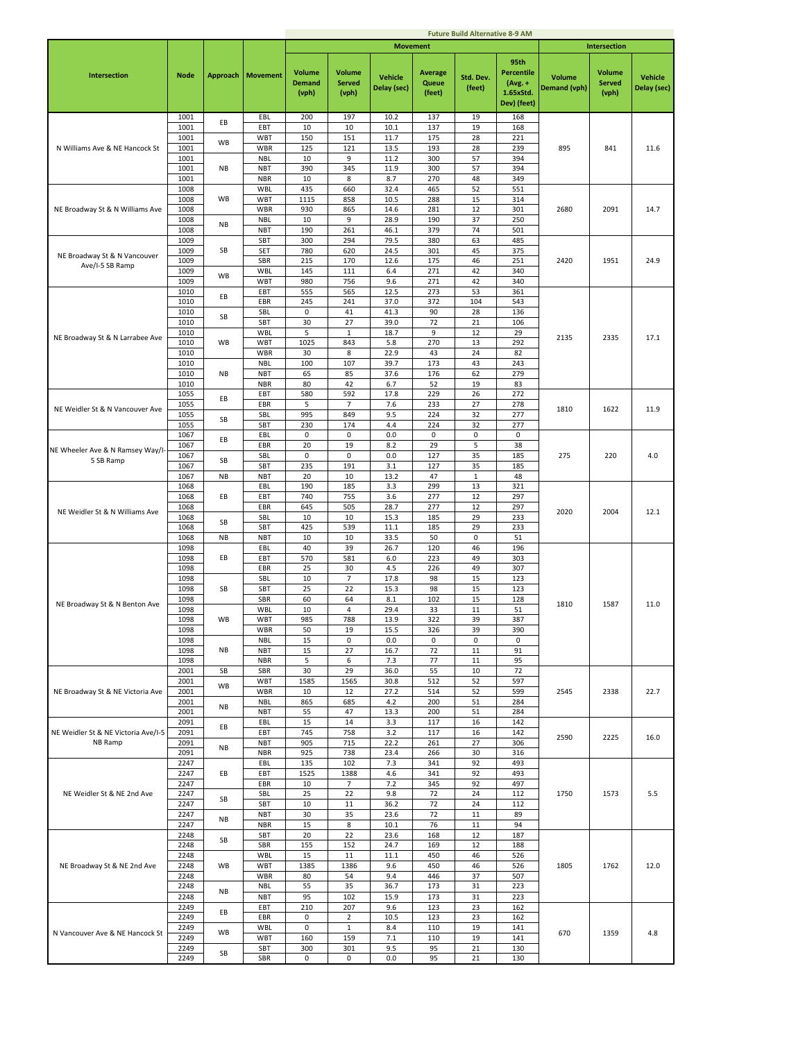| Intersection | Node | Approach | Movement | Future Build Alternative 8-9 AM | | | | | | Intersection | | |
|---|---|---|---|---|---|---|---|---|---|---|---|---|
| | | | | Movement | | | | | | | | |
| | | | | Volume Demand (vph) | Volume Served (vph) | Vehicle Delay (sec) | Average Queue (feet) | Std. Dev. (feet) | 95th Percentile (Avg. + 1.65xStd. Dev) (feet) | Volume Demand (vph) | Volume Served (vph) | Vehicle Delay (sec) |
| N Williams Ave & NE Hancock St | 1001 | EB | EBL | 200 | 197 | 10.2 | 137 | 19 | 168 | 895 | 841 | 11.6 |
| | 1001 | | EBT | 10 | 10 | 10.1 | 137 | 19 | 168 | | | |
| | 1001 | WB | WBT | 150 | 151 | 11.7 | 175 | 28 | 221 | | | |
| | 1001 | | WBR | 125 | 121 | 13.5 | 193 | 28 | 239 | | | |
| | 1001 | NB | NBL | 10 | 9 | 11.2 | 300 | 57 | 394 | | | |
| | 1001 | | NBT | 390 | 345 | 11.9 | 300 | 57 | 394 | | | |
| | 1001 | | NBR | 10 | 8 | 8.7 | 270 | 48 | 349 | | | |
| NE Broadway St & N Williams Ave | 1008 | WB | WBL | 435 | 660 | 32.4 | 465 | 52 | 551 | 2680 | 2091 | 14.7 |
| | 1008 | | WBT | 1115 | 858 | 10.5 | 288 | 15 | 314 | | | |
| | 1008 | | WBR | 930 | 865 | 14.6 | 281 | 12 | 301 | | | |
| | 1008 | NB | NBL | 10 | 9 | 28.9 | 190 | 37 | 250 | | | |
| | 1008 | | NBT | 190 | 261 | 46.1 | 379 | 74 | 501 | | | |
| NE Broadway St & N Vancouver Ave/I-5 SB Ramp | 1009 | SB | SBT | 300 | 294 | 79.5 | 380 | 63 | 485 | 2420 | 1951 | 24.9 |
| | 1009 | | SET | 780 | 620 | 24.5 | 301 | 45 | 375 | | | |
| | 1009 | | SBR | 215 | 170 | 12.6 | 175 | 46 | 251 | | | |
| | 1009 | WB | WBL | 145 | 111 | 6.4 | 271 | 42 | 340 | | | |
| | 1009 | | WBT | 980 | 756 | 9.6 | 271 | 42 | 340 | | | |
| NE Broadway St & N Larrabee Ave | 1010 | EB | EBT | 555 | 565 | 12.5 | 273 | 53 | 361 | 2135 | 2335 | 17.1 |
| | 1010 | | EBR | 245 | 241 | 37.0 | 372 | 104 | 543 | | | |
| | 1010 | SB | SBL | 0 | 41 | 41.3 | 90 | 28 | 136 | | | |
| | 1010 | | SBT | 30 | 27 | 39.0 | 72 | 21 | 106 | | | |
| | 1010 | WB | WBL | 5 | 1 | 18.7 | 9 | 12 | 29 | | | |
| | 1010 | | WBT | 1025 | 843 | 5.8 | 270 | 13 | 292 | | | |
| | 1010 | | WBR | 30 | 8 | 22.9 | 43 | 24 | 82 | | | |
| | 1010 | NB | NBL | 100 | 107 | 39.7 | 173 | 43 | 243 | | | |
| | 1010 | | NBT | 65 | 85 | 37.6 | 176 | 62 | 279 | | | |
| | 1010 | | NBR | 80 | 42 | 6.7 | 52 | 19 | 83 | | | |
| NE Weidler St & N Vancouver Ave | 1055 | EB | EBT | 580 | 592 | 17.8 | 229 | 26 | 272 | 1810 | 1622 | 11.9 |
| | 1055 | | EBR | 5 | 7 | 7.6 | 233 | 27 | 278 | | | |
| | 1055 | SB | SBL | 995 | 849 | 9.5 | 224 | 32 | 277 | | | |
| | 1055 | | SBT | 230 | 174 | 4.4 | 224 | 32 | 277 | | | |
| NE Wheeler Ave & N Ramsey Way/I-5 SB Ramp | 1067 | EB | EBL | 0 | 0 | 0.0 | 0 | 0 | 0 | 275 | 220 | 4.0 |
| | 1067 | | EBR | 20 | 19 | 8.2 | 29 | 5 | 38 | | | |
| | 1067 | SB | SBL | 0 | 0 | 0.0 | 127 | 35 | 185 | | | |
| | 1067 | | SBT | 235 | 191 | 3.1 | 127 | 35 | 185 | | | |
| | 1067 | NB | NBT | 20 | 10 | 13.2 | 47 | 1 | 48 | | | |
| NE Weidler St & N Williams Ave | 1068 | EB | EBL | 190 | 185 | 3.3 | 299 | 13 | 321 | 2020 | 2004 | 12.1 |
| | 1068 | | EBT | 740 | 755 | 3.6 | 277 | 12 | 297 | | | |
| | 1068 | | EBR | 645 | 505 | 28.7 | 277 | 12 | 297 | | | |
| | 1068 | SB | SBL | 10 | 10 | 15.3 | 185 | 29 | 233 | | | |
| | 1068 | | SBT | 425 | 539 | 11.1 | 185 | 29 | 233 | | | |
| | 1068 | NB | NBT | 10 | 10 | 33.5 | 50 | 0 | 51 | | | |
| NE Broadway St & N Benton Ave | 1098 | EB | EBL | 40 | 39 | 26.7 | 120 | 46 | 196 | 1810 | 1587 | 11.0 |
| | 1098 | | EBT | 570 | 581 | 6.0 | 223 | 49 | 303 | | | |
| | 1098 | | EBR | 25 | 30 | 4.5 | 226 | 49 | 307 | | | |
| | 1098 | SB | SBL | 10 | 7 | 17.8 | 98 | 15 | 123 | | | |
| | 1098 | | SBT | 25 | 22 | 15.3 | 98 | 15 | 123 | | | |
| | 1098 | | SBR | 60 | 64 | 8.1 | 102 | 15 | 128 | | | |
| | 1098 | WB | WBL | 10 | 4 | 29.4 | 33 | 11 | 51 | | | |
| | 1098 | | WBT | 985 | 788 | 13.9 | 322 | 39 | 387 | | | |
| | 1098 | | WBR | 50 | 19 | 15.5 | 326 | 39 | 390 | | | |
| | 1098 | NB | NBL | 15 | 0 | 0.0 | 0 | 0 | 0 | | | |
| | 1098 | | NBT | 15 | 27 | 16.7 | 72 | 11 | 91 | | | |
| | 1098 | | NBR | 5 | 6 | 7.3 | 77 | 11 | 95 | | | |
| NE Broadway St & NE Victoria Ave | 2001 | SB | SBR | 30 | 29 | 36.0 | 55 | 10 | 72 | 2545 | 2338 | 22.7 |
| | 2001 | WB | WBT | 1585 | 1565 | 30.8 | 512 | 52 | 597 | | | |
| | 2001 | | WBR | 10 | 12 | 27.2 | 514 | 52 | 599 | | | |
| | 2001 | NB | NBL | 865 | 685 | 4.2 | 200 | 51 | 284 | | | |
| | 2001 | | NBT | 55 | 47 | 13.3 | 200 | 51 | 284 | | | |
| NE Weidler St & NE Victoria Ave/I-5 NB Ramp | 2091 | EB | EBL | 15 | 14 | 3.3 | 117 | 16 | 142 | 2590 | 2225 | 16.0 |
| | 2091 | | EBT | 745 | 758 | 3.2 | 117 | 16 | 142 | | | |
| | 2091 | NB | NBT | 905 | 715 | 22.2 | 261 | 27 | 306 | | | |
| | 2091 | | NBR | 925 | 738 | 23.4 | 266 | 30 | 316 | | | |
| NE Weidler St & NE 2nd Ave | 2247 | EB | EBL | 135 | 102 | 7.3 | 341 | 92 | 493 | 1750 | 1573 | 5.5 |
| | 2247 | | EBT | 1525 | 1388 | 4.6 | 341 | 92 | 493 | | | |
| | 2247 | | EBR | 10 | 7 | 7.2 | 345 | 92 | 497 | | | |
| | 2247 | SB | SBL | 25 | 22 | 9.8 | 72 | 24 | 112 | | | |
| | 2247 | | SBT | 10 | 11 | 36.2 | 72 | 24 | 112 | | | |
| | 2247 | NB | NBT | 30 | 35 | 23.6 | 72 | 11 | 89 | | | |
| | 2247 | | NBR | 15 | 8 | 10.1 | 76 | 11 | 94 | | | |
| NE Broadway St & NE 2nd Ave | 2248 | SB | SBT | 20 | 22 | 23.6 | 168 | 12 | 187 | 1805 | 1762 | 12.0 |
| | 2248 | | SBR | 155 | 152 | 24.7 | 169 | 12 | 188 | | | |
| | 2248 | WB | WBL | 15 | 11 | 11.1 | 450 | 46 | 526 | | | |
| | 2248 | | WBT | 1385 | 1386 | 9.6 | 450 | 46 | 526 | | | |
| | 2248 | | WBR | 80 | 54 | 9.4 | 446 | 37 | 507 | | | |
| | 2248 | NB | NBL | 55 | 35 | 36.7 | 173 | 31 | 223 | | | |
| | 2248 | | NBT | 95 | 102 | 15.9 | 173 | 31 | 223 | | | |
| N Vancouver Ave & NE Hancock St | 2249 | EB | EBT | 210 | 207 | 9.6 | 123 | 23 | 162 | 670 | 1359 | 4.8 |
| | 2249 | | EBR | 0 | 2 | 10.5 | 123 | 23 | 162 | | | |
| | 2249 | WB | WBL | 0 | 1 | 8.4 | 110 | 19 | 141 | | | |
| | 2249 | | WBT | 160 | 159 | 7.1 | 110 | 19 | 141 | | | |
| | 2249 | SB | SBT | 300 | 301 | 9.5 | 95 | 21 | 130 | | | |
| | 2249 | | SBR | 0 | 0 | 0.0 | 95 | 21 | 130 | | | |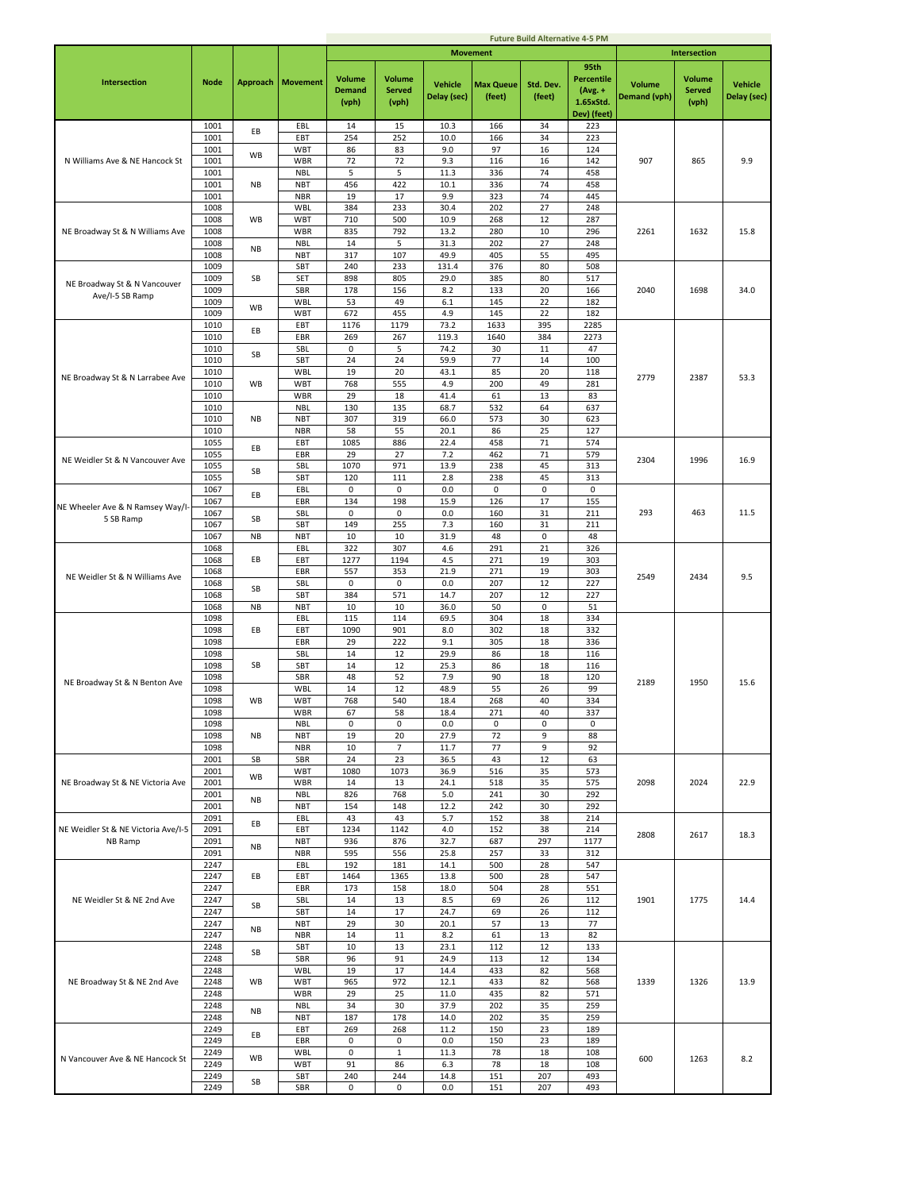**Future Build Alternative 4-5 PM**

| Intersection | Node | Approach | Movement | Movement | | | | | | Intersection | | |
|---|---|---|---|---|---|---|---|---|---|---|---|---|
| | | | | Volume Demand (vph) | Volume Served (vph) | Vehicle Delay (sec) | Max Queue (feet) | Std. Dev. (feet) | 95th Percentile (Avg. + 1.65xStd. Dev) (feet) | Volume Demand (vph) | Volume Served (vph) | Vehicle Delay (sec) |
| N Williams Ave & NE Hancock St | 1001 | EB | EBL | 14 | 15 | 10.3 | 166 | 34 | 223 | 907 | 865 | 9.9 |
| | 1001 | | EBT | 254 | 252 | 10.0 | 166 | 34 | 223 | | | |
| | 1001 | WB | WBT | 86 | 83 | 9.0 | 97 | 16 | 124 | | | |
| | 1001 | | WBR | 72 | 72 | 9.3 | 116 | 16 | 142 | | | |
| | 1001 | NB | NBL | 5 | 5 | 11.3 | 336 | 74 | 458 | | | |
| | 1001 | | NBT | 456 | 422 | 10.1 | 336 | 74 | 458 | | | |
| | 1001 | | NBR | 19 | 17 | 9.9 | 323 | 74 | 445 | | | |
| NE Broadway St & N Williams Ave | 1008 | WB | WBL | 384 | 233 | 30.4 | 202 | 27 | 248 | 2261 | 1632 | 15.8 |
| | 1008 | | WBT | 710 | 500 | 10.9 | 268 | 12 | 287 | | | |
| | 1008 | | WBR | 835 | 792 | 13.2 | 280 | 10 | 296 | | | |
| | 1008 | NB | NBL | 14 | 5 | 31.3 | 202 | 27 | 248 | | | |
| | 1008 | | NBT | 317 | 107 | 49.9 | 405 | 55 | 495 | | | |
| NE Broadway St & N Vancouver Ave/I-5 SB Ramp | 1009 | SB | SBT | 240 | 233 | 131.4 | 376 | 80 | 508 | 2040 | 1698 | 34.0 |
| | 1009 | | SET | 898 | 805 | 29.0 | 385 | 80 | 517 | | | |
| | 1009 | | SBR | 178 | 156 | 8.2 | 133 | 20 | 166 | | | |
| | 1009 | WB | WBL | 53 | 49 | 6.1 | 145 | 22 | 182 | | | |
| | 1009 | | WBT | 672 | 455 | 4.9 | 145 | 22 | 182 | | | |
| NE Broadway St & N Larrabee Ave | 1010 | EB | EBT | 1176 | 1179 | 73.2 | 1633 | 395 | 2285 | 2779 | 2387 | 53.3 |
| | 1010 | | EBR | 269 | 267 | 119.3 | 1640 | 384 | 2273 | | | |
| | 1010 | SB | SBL | 0 | 5 | 74.2 | 30 | 11 | 47 | | | |
| | 1010 | | SBT | 24 | 24 | 59.9 | 77 | 14 | 100 | | | |
| | 1010 | WB | WBL | 19 | 20 | 43.1 | 85 | 20 | 118 | | | |
| | 1010 | | WBT | 768 | 555 | 4.9 | 200 | 49 | 281 | | | |
| | 1010 | | WBR | 29 | 18 | 41.4 | 61 | 13 | 83 | | | |
| | 1010 | NB | NBL | 130 | 135 | 68.7 | 532 | 64 | 637 | | | |
| | 1010 | | NBT | 307 | 319 | 66.0 | 573 | 30 | 623 | | | |
| | 1010 | | NBR | 58 | 55 | 20.1 | 86 | 25 | 127 | | | |
| NE Weidler St & N Vancouver Ave | 1055 | EB | EBT | 1085 | 886 | 22.4 | 458 | 71 | 574 | 2304 | 1996 | 16.9 |
| | 1055 | | EBR | 29 | 27 | 7.2 | 462 | 71 | 579 | | | |
| | 1055 | SB | SBL | 1070 | 971 | 13.9 | 238 | 45 | 313 | | | |
| | 1055 | | SBT | 120 | 111 | 2.8 | 238 | 45 | 313 | | | |
| NE Wheeler Ave & N Ramsey Way/I-5 SB Ramp | 1067 | EB | EBL | 0 | 0 | 0.0 | 0 | 0 | 0 | 293 | 463 | 11.5 |
| | 1067 | | EBR | 134 | 198 | 15.9 | 126 | 17 | 155 | | | |
| | 1067 | SB | SBL | 0 | 0 | 0.0 | 160 | 31 | 211 | | | |
| | 1067 | | SBT | 149 | 255 | 7.3 | 160 | 31 | 211 | | | |
| | 1067 | NB | NBT | 10 | 10 | 31.9 | 48 | 0 | 48 | | | |
| NE Weidler St & N Williams Ave | 1068 | EB | EBL | 322 | 307 | 4.6 | 291 | 21 | 326 | 2549 | 2434 | 9.5 |
| | 1068 | | EBT | 1277 | 1194 | 4.5 | 271 | 19 | 303 | | | |
| | 1068 | | EBR | 557 | 353 | 21.9 | 271 | 19 | 303 | | | |
| | 1068 | SB | SBL | 0 | 0 | 0.0 | 207 | 12 | 227 | | | |
| | 1068 | | SBT | 384 | 571 | 14.7 | 207 | 12 | 227 | | | |
| | 1068 | NB | NBT | 10 | 10 | 36.0 | 50 | 0 | 51 | | | |
| NE Broadway St & N Benton Ave | 1098 | EB | EBL | 115 | 114 | 69.5 | 304 | 18 | 334 | 2189 | 1950 | 15.6 |
| | 1098 | | EBT | 1090 | 901 | 8.0 | 302 | 18 | 332 | | | |
| | 1098 | | EBR | 29 | 222 | 9.1 | 305 | 18 | 336 | | | |
| | 1098 | SB | SBL | 14 | 12 | 29.9 | 86 | 18 | 116 | | | |
| | 1098 | | SBT | 14 | 12 | 25.3 | 86 | 18 | 116 | | | |
| | 1098 | | SBR | 48 | 52 | 7.9 | 90 | 18 | 120 | | | |
| | 1098 | WB | WBL | 14 | 12 | 48.9 | 55 | 26 | 99 | | | |
| | 1098 | | WBT | 768 | 540 | 18.4 | 268 | 40 | 334 | | | |
| | 1098 | | WBR | 67 | 58 | 18.4 | 271 | 40 | 337 | | | |
| | 1098 | NB | NBL | 0 | 0 | 0.0 | 0 | 0 | 0 | | | |
| | 1098 | | NBT | 19 | 20 | 27.9 | 72 | 9 | 88 | | | |
| | 1098 | | NBR | 10 | 7 | 11.7 | 77 | 9 | 92 | | | |
| NE Broadway St & NE Victoria Ave | 2001 | SB | SBR | 24 | 23 | 36.5 | 43 | 12 | 63 | 2098 | 2024 | 22.9 |
| | 2001 | WB | WBT | 1080 | 1073 | 36.9 | 516 | 35 | 573 | | | |
| | 2001 | | WBR | 14 | 13 | 24.1 | 518 | 35 | 575 | | | |
| | 2001 | NB | NBL | 826 | 768 | 5.0 | 241 | 30 | 292 | | | |
| | 2001 | | NBT | 154 | 148 | 12.2 | 242 | 30 | 292 | | | |
| NE Weidler St & NE Victoria Ave/I-5 NB Ramp | 2091 | EB | EBL | 43 | 43 | 5.7 | 152 | 38 | 214 | 2808 | 2617 | 18.3 |
| | 2091 | | EBT | 1234 | 1142 | 4.0 | 152 | 38 | 214 | | | |
| | 2091 | NB | NBT | 936 | 876 | 32.7 | 687 | 297 | 1177 | | | |
| | 2091 | | NBR | 595 | 556 | 25.8 | 257 | 33 | 312 | | | |
| NE Weidler St & NE 2nd Ave | 2247 | EB | EBL | 192 | 181 | 14.1 | 500 | 28 | 547 | 1901 | 1775 | 14.4 |
| | 2247 | | EBT | 1464 | 1365 | 13.8 | 500 | 28 | 547 | | | |
| | 2247 | | EBR | 173 | 158 | 18.0 | 504 | 28 | 551 | | | |
| | 2247 | SB | SBL | 14 | 13 | 8.5 | 69 | 26 | 112 | | | |
| | 2247 | | SBT | 14 | 17 | 24.7 | 69 | 26 | 112 | | | |
| | 2247 | NB | NBT | 29 | 30 | 20.1 | 57 | 13 | 77 | | | |
| | 2247 | | NBR | 14 | 11 | 8.2 | 61 | 13 | 82 | | | |
| NE Broadway St & NE 2nd Ave | 2248 | SB | SBT | 10 | 13 | 23.1 | 112 | 12 | 133 | 1339 | 1326 | 13.9 |
| | 2248 | | SBR | 96 | 91 | 24.9 | 113 | 12 | 134 | | | |
| | 2248 | WB | WBL | 19 | 17 | 14.4 | 433 | 82 | 568 | | | |
| | 2248 | | WBT | 965 | 972 | 12.1 | 433 | 82 | 568 | | | |
| | 2248 | | WBR | 29 | 25 | 11.0 | 435 | 82 | 571 | | | |
| | 2248 | NB | NBL | 34 | 30 | 37.9 | 202 | 35 | 259 | | | |
| | 2248 | | NBT | 187 | 178 | 14.0 | 202 | 35 | 259 | | | |
| N Vancouver Ave & NE Hancock St | 2249 | EB | EBT | 269 | 268 | 11.2 | 150 | 23 | 189 | 600 | 1263 | 8.2 |
| | 2249 | | EBR | 0 | 0 | 0.0 | 150 | 23 | 189 | | | |
| | 2249 | WB | WBL | 0 | 1 | 11.3 | 78 | 18 | 108 | | | |
| | 2249 | | WBT | 91 | 86 | 6.3 | 78 | 18 | 108 | | | |
| | 2249 | SB | SBT | 240 | 244 | 14.8 | 151 | 207 | 493 | | | |
| | 2249 | | SBR | 0 | 0 | 0.0 | 151 | 207 | 493 | | | |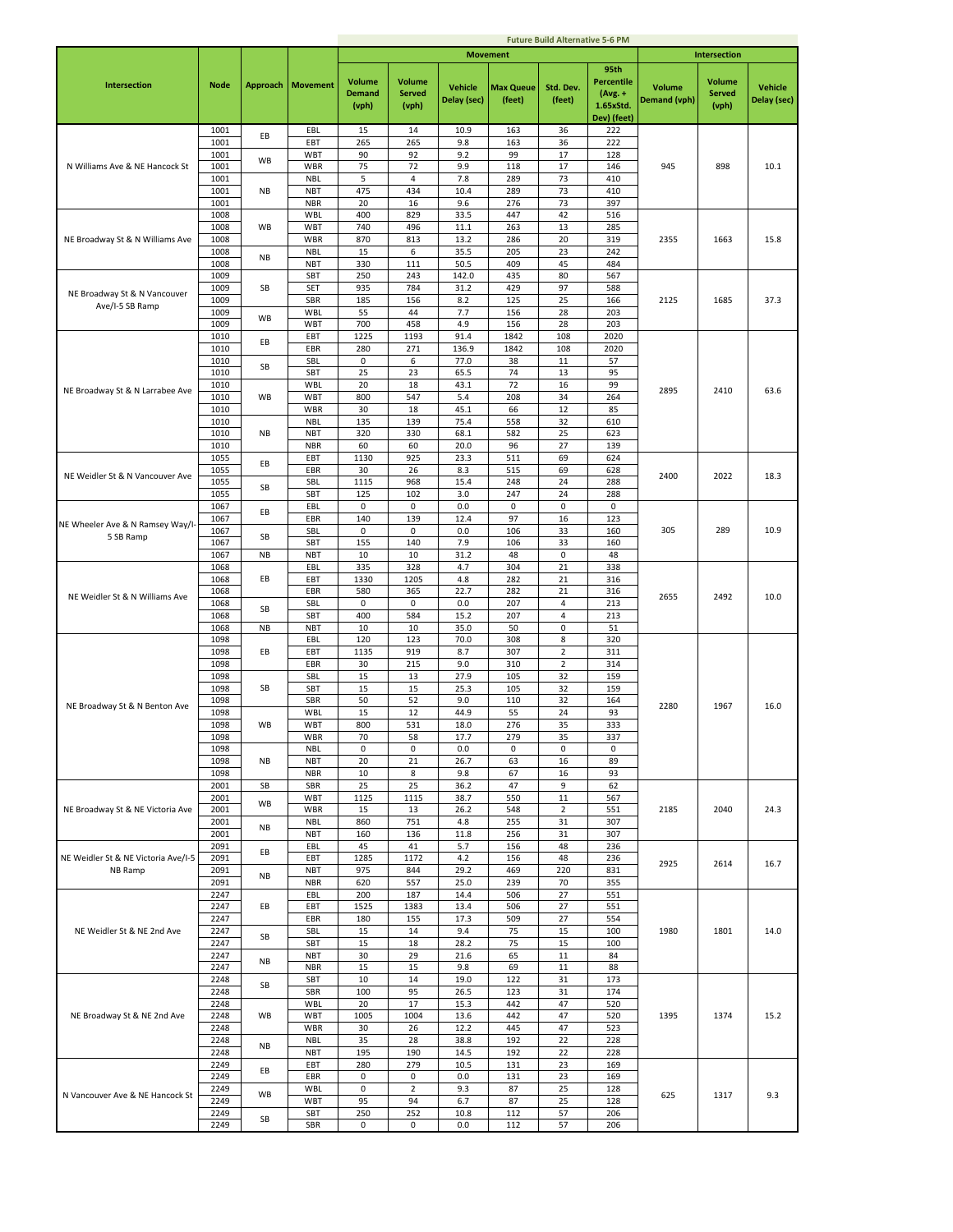| | | | | Future Build Alternative 5-6 PM | | | | | | | | |
|---|---|---|---|---|---|---|---|---|---|---|---|---|
| | | | | Movement | | | | | | Intersection | | |
| Intersection | Node | Approach | Movement | Volume Demand (vph) | Volume Served (vph) | Vehicle Delay (sec) | Max Queue (feet) | Std. Dev. (feet) | 95th Percentile (Avg. + 1.65xStd. Dev) (feet) | Volume Demand (vph) | Volume Served (vph) | Vehicle Delay (sec) |
| N Williams Ave & NE Hancock St | 1001 | EB | EBL | 15 | 14 | 10.9 | 163 | 36 | 222 | 945 | 898 | 10.1 |
| | 1001 | | EBT | 265 | 265 | 9.8 | 163 | 36 | 222 | | | |
| | 1001 | WB | WBT | 90 | 92 | 9.2 | 99 | 17 | 128 | | | |
| | 1001 | | WBR | 75 | 72 | 9.9 | 118 | 17 | 146 | | | |
| | 1001 | NB | NBL | 5 | 4 | 7.8 | 289 | 73 | 410 | | | |
| | 1001 | | NBT | 475 | 434 | 10.4 | 289 | 73 | 410 | | | |
| | 1001 | | NBR | 20 | 16 | 9.6 | 276 | 73 | 397 | | | |
| NE Broadway St & N Williams Ave | 1008 | WB | WBL | 400 | 829 | 33.5 | 447 | 42 | 516 | 2355 | 1663 | 15.8 |
| | 1008 | | WBT | 740 | 496 | 11.1 | 263 | 13 | 285 | | | |
| | 1008 | | WBR | 870 | 813 | 13.2 | 286 | 20 | 319 | | | |
| | 1008 | NB | NBL | 15 | 6 | 35.5 | 205 | 23 | 242 | | | |
| | 1008 | | NBT | 330 | 111 | 50.5 | 409 | 45 | 484 | | | |
| NE Broadway St & N Vancouver Ave/I-5 SB Ramp | 1009 | SB | SBT | 250 | 243 | 142.0 | 435 | 80 | 567 | 2125 | 1685 | 37.3 |
| | 1009 | | SET | 935 | 784 | 31.2 | 429 | 97 | 588 | | | |
| | 1009 | | SBR | 185 | 156 | 8.2 | 125 | 25 | 166 | | | |
| | 1009 | WB | WBL | 55 | 44 | 7.7 | 156 | 28 | 203 | | | |
| | 1009 | | WBT | 700 | 458 | 4.9 | 156 | 28 | 203 | | | |
| NE Broadway St & N Larrabee Ave | 1010 | EB | EBT | 1225 | 1193 | 91.4 | 1842 | 108 | 2020 | 2895 | 2410 | 63.6 |
| | 1010 | | EBR | 280 | 271 | 136.9 | 1842 | 108 | 2020 | | | |
| | 1010 | SB | SBL | 0 | 6 | 77.0 | 38 | 11 | 57 | | | |
| | 1010 | | SBT | 25 | 23 | 65.5 | 74 | 13 | 95 | | | |
| | 1010 | WB | WBL | 20 | 18 | 43.1 | 72 | 16 | 99 | | | |
| | 1010 | | WBT | 800 | 547 | 5.4 | 208 | 34 | 264 | | | |
| | 1010 | | WBR | 30 | 18 | 45.1 | 66 | 12 | 85 | | | |
| | 1010 | NB | NBL | 135 | 139 | 75.4 | 558 | 32 | 610 | | | |
| | 1010 | | NBT | 320 | 330 | 68.1 | 582 | 25 | 623 | | | |
| | 1010 | | NBR | 60 | 60 | 20.0 | 96 | 27 | 139 | | | |
| NE Weidler St & N Vancouver Ave | 1055 | EB | EBT | 1130 | 925 | 23.3 | 511 | 69 | 624 | 2400 | 2022 | 18.3 |
| | 1055 | | EBR | 30 | 26 | 8.3 | 515 | 69 | 628 | | | |
| | 1055 | SB | SBL | 1115 | 968 | 15.4 | 248 | 24 | 288 | | | |
| | 1055 | | SBT | 125 | 102 | 3.0 | 247 | 24 | 288 | | | |
| NE Wheeler Ave & N Ramsey Way/I-5 SB Ramp | 1067 | EB | EBL | 0 | 0 | 0.0 | 0 | 0 | 0 | 305 | 289 | 10.9 |
| | 1067 | | EBR | 140 | 139 | 12.4 | 97 | 16 | 123 | | | |
| | 1067 | SB | SBL | 0 | 0 | 0.0 | 106 | 33 | 160 | | | |
| | 1067 | | SBT | 155 | 140 | 7.9 | 106 | 33 | 160 | | | |
| | 1067 | NB | NBT | 10 | 10 | 31.2 | 48 | 0 | 48 | | | |
| NE Weidler St & N Williams Ave | 1068 | EB | EBL | 335 | 328 | 4.7 | 304 | 21 | 338 | 2655 | 2492 | 10.0 |
| | 1068 | | EBT | 1330 | 1205 | 4.8 | 282 | 21 | 316 | | | |
| | 1068 | | EBR | 580 | 365 | 22.7 | 282 | 21 | 316 | | | |
| | 1068 | SB | SBL | 0 | 0 | 0.0 | 207 | 4 | 213 | | | |
| | 1068 | | SBT | 400 | 584 | 15.2 | 207 | 4 | 213 | | | |
| | 1068 | NB | NBT | 10 | 10 | 35.0 | 50 | 0 | 51 | | | |
| NE Broadway St & N Benton Ave | 1098 | EB | EBL | 120 | 123 | 70.0 | 308 | 8 | 320 | 2280 | 1967 | 16.0 |
| | 1098 | | EBT | 1135 | 919 | 8.7 | 307 | 2 | 311 | | | |
| | 1098 | | EBR | 30 | 215 | 9.0 | 310 | 2 | 314 | | | |
| | 1098 | SB | SBL | 15 | 13 | 27.9 | 105 | 32 | 159 | | | |
| | 1098 | | SBT | 15 | 15 | 25.3 | 105 | 32 | 159 | | | |
| | 1098 | | SBR | 50 | 52 | 9.0 | 110 | 32 | 164 | | | |
| | 1098 | WB | WBL | 15 | 12 | 44.9 | 55 | 24 | 93 | | | |
| | 1098 | | WBT | 800 | 531 | 18.0 | 276 | 35 | 333 | | | |
| | 1098 | | WBR | 70 | 58 | 17.7 | 279 | 35 | 337 | | | |
| | 1098 | NB | NBL | 0 | 0 | 0.0 | 0 | 0 | 0 | | | |
| | 1098 | | NBT | 20 | 21 | 26.7 | 63 | 16 | 89 | | | |
| | 1098 | | NBR | 10 | 8 | 9.8 | 67 | 16 | 93 | | | |
| NE Broadway St & NE Victoria Ave | 2001 | SB | SBR | 25 | 25 | 36.2 | 47 | 9 | 62 | 2185 | 2040 | 24.3 |
| | 2001 | WB | WBT | 1125 | 1115 | 38.7 | 550 | 11 | 567 | | | |
| | 2001 | | WBR | 15 | 13 | 26.2 | 548 | 2 | 551 | | | |
| | 2001 | NB | NBL | 860 | 751 | 4.8 | 255 | 31 | 307 | | | |
| | 2001 | | NBT | 160 | 136 | 11.8 | 256 | 31 | 307 | | | |
| NE Weidler St & NE Victoria Ave/I-5 NB Ramp | 2091 | EB | EBL | 45 | 41 | 5.7 | 156 | 48 | 236 | 2925 | 2614 | 16.7 |
| | 2091 | | EBT | 1285 | 1172 | 4.2 | 156 | 48 | 236 | | | |
| | 2091 | NB | NBT | 975 | 844 | 29.2 | 469 | 220 | 831 | | | |
| | 2091 | | NBR | 620 | 557 | 25.0 | 239 | 70 | 355 | | | |
| NE Weidler St & NE 2nd Ave | 2247 | EB | EBL | 200 | 187 | 14.4 | 506 | 27 | 551 | 1980 | 1801 | 14.0 |
| | 2247 | | EBT | 1525 | 1383 | 13.4 | 506 | 27 | 551 | | | |
| | 2247 | | EBR | 180 | 155 | 17.3 | 509 | 27 | 554 | | | |
| | 2247 | SB | SBL | 15 | 14 | 9.4 | 75 | 15 | 100 | | | |
| | 2247 | | SBT | 15 | 18 | 28.2 | 75 | 15 | 100 | | | |
| | 2247 | NB | NBT | 30 | 29 | 21.6 | 65 | 11 | 84 | | | |
| | 2247 | | NBR | 15 | 15 | 9.8 | 69 | 11 | 88 | | | |
| NE Broadway St & NE 2nd Ave | 2248 | SB | SBT | 10 | 14 | 19.0 | 122 | 31 | 173 | 1395 | 1374 | 15.2 |
| | 2248 | | SBR | 100 | 95 | 26.5 | 123 | 31 | 174 | | | |
| | 2248 | WB | WBL | 20 | 17 | 15.3 | 442 | 47 | 520 | | | |
| | 2248 | | WBT | 1005 | 1004 | 13.6 | 442 | 47 | 520 | | | |
| | 2248 | | WBR | 30 | 26 | 12.2 | 445 | 47 | 523 | | | |
| | 2248 | NB | NBL | 35 | 28 | 38.8 | 192 | 22 | 228 | | | |
| | 2248 | | NBT | 195 | 190 | 14.5 | 192 | 22 | 228 | | | |
| N Vancouver Ave & NE Hancock St | 2249 | EB | EBT | 280 | 279 | 10.5 | 131 | 23 | 169 | 625 | 1317 | 9.3 |
| | 2249 | | EBR | 0 | 0 | 0.0 | 131 | 23 | 169 | | | |
| | 2249 | WB | WBL | 0 | 2 | 9.3 | 87 | 25 | 128 | | | |
| | 2249 | | WBT | 95 | 94 | 6.7 | 87 | 25 | 128 | | | |
| | 2249 | SB | SBT | 250 | 252 | 10.8 | 112 | 57 | 206 | | | |
| | 2249 | | SBR | 0 | 0 | 0.0 | 112 | 57 | 206 | | | |